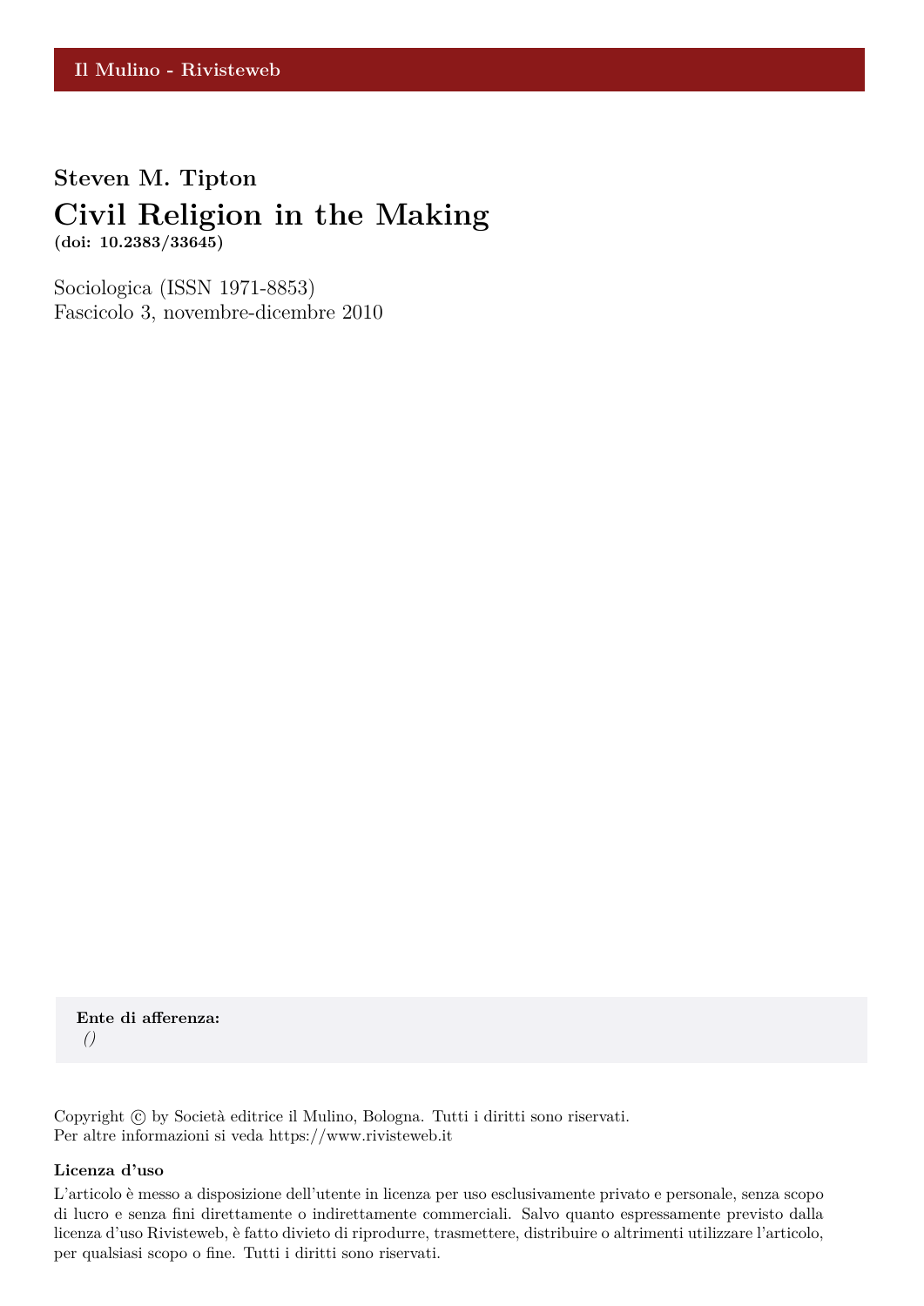Il Mulino - Rivisteweb

**Steven M. Tipton**

# Civil Religion in the Making

**(doi: 10.2383/33645)**

Sociologica (ISSN 1971-8853)
Fascicolo 3, novembre-dicembre 2010

**Ente di afferenza:**
*()*

Copyright © by Società editrice il Mulino, Bologna. Tutti i diritti sono riservati.
Per altre informazioni si veda https://www.rivisteweb.it

**Licenza d'uso**

L'articolo è messo a disposizione dell'utente in licenza per uso esclusivamente privato e personale, senza scopo di lucro e senza fini direttamente o indirettamente commerciali. Salvo quanto espressamente previsto dalla licenza d'uso Rivisteweb, è fatto divieto di riprodurre, trasmettere, distribuire o altrimenti utilizzare l'articolo, per qualsiasi scopo o fine. Tutti i diritti sono riservati.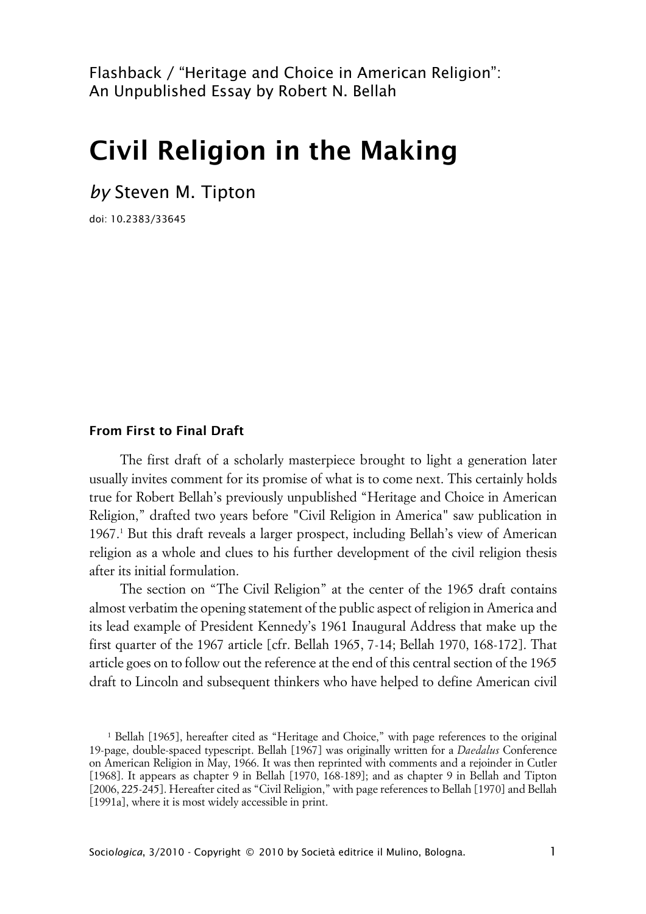Flashback / "Heritage and Choice in American Religion": An Unpublished Essay by Robert N. Bellah

# Civil Religion in the Making

*by* Steven M. Tipton

doi: 10.2383/33645

### From First to Final Draft

The first draft of a scholarly masterpiece brought to light a generation later usually invites comment for its promise of what is to come next. This certainly holds true for Robert Bellah's previously unpublished "Heritage and Choice in American Religion," drafted two years before "Civil Religion in America" saw publication in 1967.[1] But this draft reveals a larger prospect, including Bellah's view of American religion as a whole and clues to his further development of the civil religion thesis after its initial formulation.

The section on "The Civil Religion" at the center of the 1965 draft contains almost verbatim the opening statement of the public aspect of religion in America and its lead example of President Kennedy's 1961 Inaugural Address that make up the first quarter of the 1967 article [cfr. Bellah 1965, 7-14; Bellah 1970, 168-172]. That article goes on to follow out the reference at the end of this central section of the 1965 draft to Lincoln and subsequent thinkers who have helped to define American civil

[1] Bellah [1965], hereafter cited as "Heritage and Choice," with page references to the original 19-page, double-spaced typescript. Bellah [1967] was originally written for a *Daedalus* Conference on American Religion in May, 1966. It was then reprinted with comments and a rejoinder in Cutler [1968]. It appears as chapter 9 in Bellah [1970, 168-189]; and as chapter 9 in Bellah and Tipton [2006, 225-245]. Hereafter cited as "Civil Religion," with page references to Bellah [1970] and Bellah [1991a], where it is most widely accessible in print.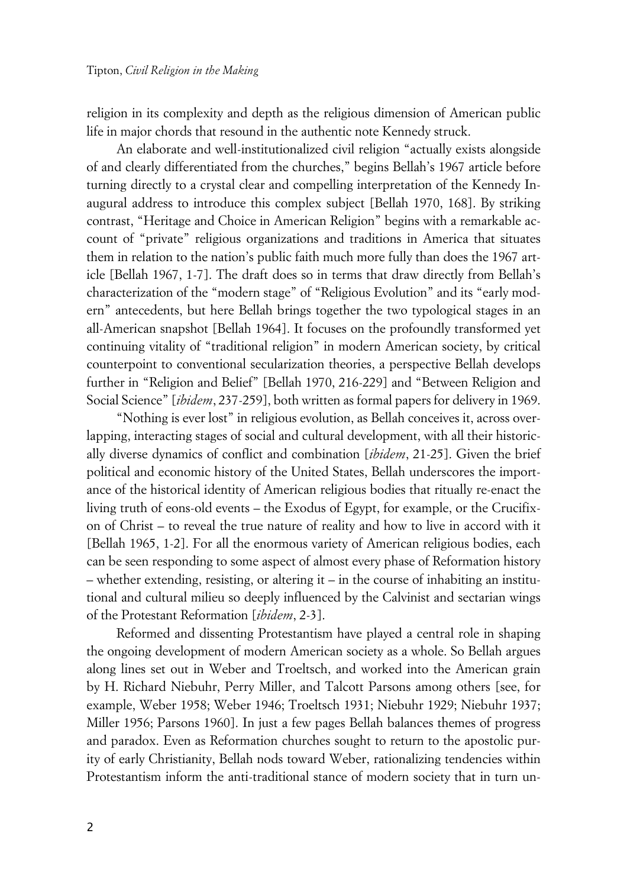religion in its complexity and depth as the religious dimension of American public life in major chords that resound in the authentic note Kennedy struck.

An elaborate and well-institutionalized civil religion "actually exists alongside of and clearly differentiated from the churches," begins Bellah's 1967 article before turning directly to a crystal clear and compelling interpretation of the Kennedy Inaugural address to introduce this complex subject [Bellah 1970, 168]. By striking contrast, "Heritage and Choice in American Religion" begins with a remarkable account of "private" religious organizations and traditions in America that situates them in relation to the nation's public faith much more fully than does the 1967 article [Bellah 1967, 1-7]. The draft does so in terms that draw directly from Bellah's characterization of the "modern stage" of "Religious Evolution" and its "early modern" antecedents, but here Bellah brings together the two typological stages in an all-American snapshot [Bellah 1964]. It focuses on the profoundly transformed yet continuing vitality of "traditional religion" in modern American society, by critical counterpoint to conventional secularization theories, a perspective Bellah develops further in "Religion and Belief" [Bellah 1970, 216-229] and "Between Religion and Social Science" [*ibidem*, 237-259], both written as formal papers for delivery in 1969.

"Nothing is ever lost" in religious evolution, as Bellah conceives it, across overlapping, interacting stages of social and cultural development, with all their historically diverse dynamics of conflict and combination [*ibidem*, 21-25]. Given the brief political and economic history of the United States, Bellah underscores the importance of the historical identity of American religious bodies that ritually re-enact the living truth of eons-old events – the Exodus of Egypt, for example, or the Crucifixon of Christ – to reveal the true nature of reality and how to live in accord with it [Bellah 1965, 1-2]. For all the enormous variety of American religious bodies, each can be seen responding to some aspect of almost every phase of Reformation history – whether extending, resisting, or altering it – in the course of inhabiting an institutional and cultural milieu so deeply influenced by the Calvinist and sectarian wings of the Protestant Reformation [*ibidem*, 2-3].

Reformed and dissenting Protestantism have played a central role in shaping the ongoing development of modern American society as a whole. So Bellah argues along lines set out in Weber and Troeltsch, and worked into the American grain by H. Richard Niebuhr, Perry Miller, and Talcott Parsons among others [see, for example, Weber 1958; Weber 1946; Troeltsch 1931; Niebuhr 1929; Niebuhr 1937; Miller 1956; Parsons 1960]. In just a few pages Bellah balances themes of progress and paradox. Even as Reformation churches sought to return to the apostolic purity of early Christianity, Bellah nods toward Weber, rationalizing tendencies within Protestantism inform the anti-traditional stance of modern society that in turn un-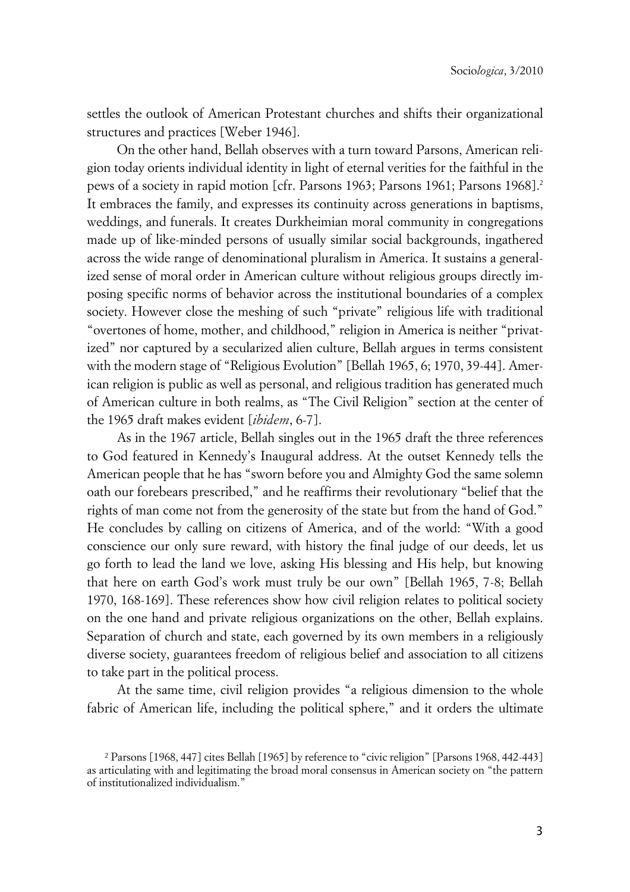settles the outlook of American Protestant churches and shifts their organizational structures and practices [Weber 1946].

On the other hand, Bellah observes with a turn toward Parsons, American religion today orients individual identity in light of eternal verities for the faithful in the pews of a society in rapid motion [cfr. Parsons 1963; Parsons 1961; Parsons 1968].[2] It embraces the family, and expresses its continuity across generations in baptisms, weddings, and funerals. It creates Durkheimian moral community in congregations made up of like-minded persons of usually similar social backgrounds, ingathered across the wide range of denominational pluralism in America. It sustains a generalized sense of moral order in American culture without religious groups directly imposing specific norms of behavior across the institutional boundaries of a complex society. However close the meshing of such "private" religious life with traditional "overtones of home, mother, and childhood," religion in America is neither "privatized" nor captured by a secularized alien culture, Bellah argues in terms consistent with the modern stage of "Religious Evolution" [Bellah 1965, 6; 1970, 39-44]. American religion is public as well as personal, and religious tradition has generated much of American culture in both realms, as "The Civil Religion" section at the center of the 1965 draft makes evident [*ibidem*, 6-7].

As in the 1967 article, Bellah singles out in the 1965 draft the three references to God featured in Kennedy's Inaugural address. At the outset Kennedy tells the American people that he has "sworn before you and Almighty God the same solemn oath our forebears prescribed," and he reaffirms their revolutionary "belief that the rights of man come not from the generosity of the state but from the hand of God." He concludes by calling on citizens of America, and of the world: "With a good conscience our only sure reward, with history the final judge of our deeds, let us go forth to lead the land we love, asking His blessing and His help, but knowing that here on earth God's work must truly be our own" [Bellah 1965, 7-8; Bellah 1970, 168-169]. These references show how civil religion relates to political society on the one hand and private religious organizations on the other, Bellah explains. Separation of church and state, each governed by its own members in a religiously diverse society, guarantees freedom of religious belief and association to all citizens to take part in the political process.

At the same time, civil religion provides "a religious dimension to the whole fabric of American life, including the political sphere," and it orders the ultimate

[2] Parsons [1968, 447] cites Bellah [1965] by reference to "civic religion" [Parsons 1968, 442-443] as articulating with and legitimating the broad moral consensus in American society on "the pattern of institutionalized individualism."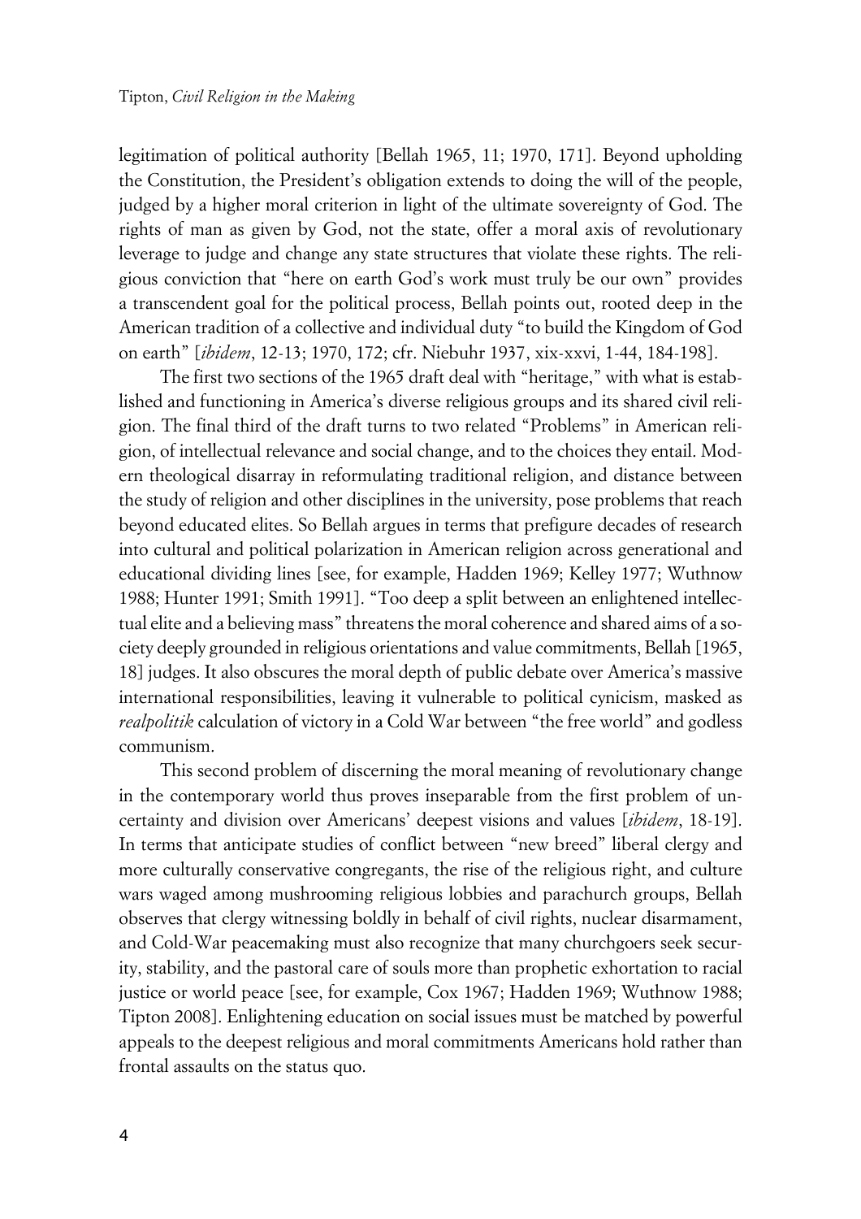legitimation of political authority [Bellah 1965, 11; 1970, 171]. Beyond upholding the Constitution, the President's obligation extends to doing the will of the people, judged by a higher moral criterion in light of the ultimate sovereignty of God. The rights of man as given by God, not the state, offer a moral axis of revolutionary leverage to judge and change any state structures that violate these rights. The religious conviction that "here on earth God's work must truly be our own" provides a transcendent goal for the political process, Bellah points out, rooted deep in the American tradition of a collective and individual duty "to build the Kingdom of God on earth" [*ibidem*, 12-13; 1970, 172; cfr. Niebuhr 1937, xix-xxvi, 1-44, 184-198].

The first two sections of the 1965 draft deal with "heritage," with what is established and functioning in America's diverse religious groups and its shared civil religion. The final third of the draft turns to two related "Problems" in American religion, of intellectual relevance and social change, and to the choices they entail. Modern theological disarray in reformulating traditional religion, and distance between the study of religion and other disciplines in the university, pose problems that reach beyond educated elites. So Bellah argues in terms that prefigure decades of research into cultural and political polarization in American religion across generational and educational dividing lines [see, for example, Hadden 1969; Kelley 1977; Wuthnow 1988; Hunter 1991; Smith 1991]. "Too deep a split between an enlightened intellectual elite and a believing mass" threatens the moral coherence and shared aims of a society deeply grounded in religious orientations and value commitments, Bellah [1965, 18] judges. It also obscures the moral depth of public debate over America's massive international responsibilities, leaving it vulnerable to political cynicism, masked as *realpolitik* calculation of victory in a Cold War between "the free world" and godless communism.

This second problem of discerning the moral meaning of revolutionary change in the contemporary world thus proves inseparable from the first problem of uncertainty and division over Americans' deepest visions and values [*ibidem*, 18-19]. In terms that anticipate studies of conflict between "new breed" liberal clergy and more culturally conservative congregants, the rise of the religious right, and culture wars waged among mushrooming religious lobbies and parachurch groups, Bellah observes that clergy witnessing boldly in behalf of civil rights, nuclear disarmament, and Cold-War peacemaking must also recognize that many churchgoers seek security, stability, and the pastoral care of souls more than prophetic exhortation to racial justice or world peace [see, for example, Cox 1967; Hadden 1969; Wuthnow 1988; Tipton 2008]. Enlightening education on social issues must be matched by powerful appeals to the deepest religious and moral commitments Americans hold rather than frontal assaults on the status quo.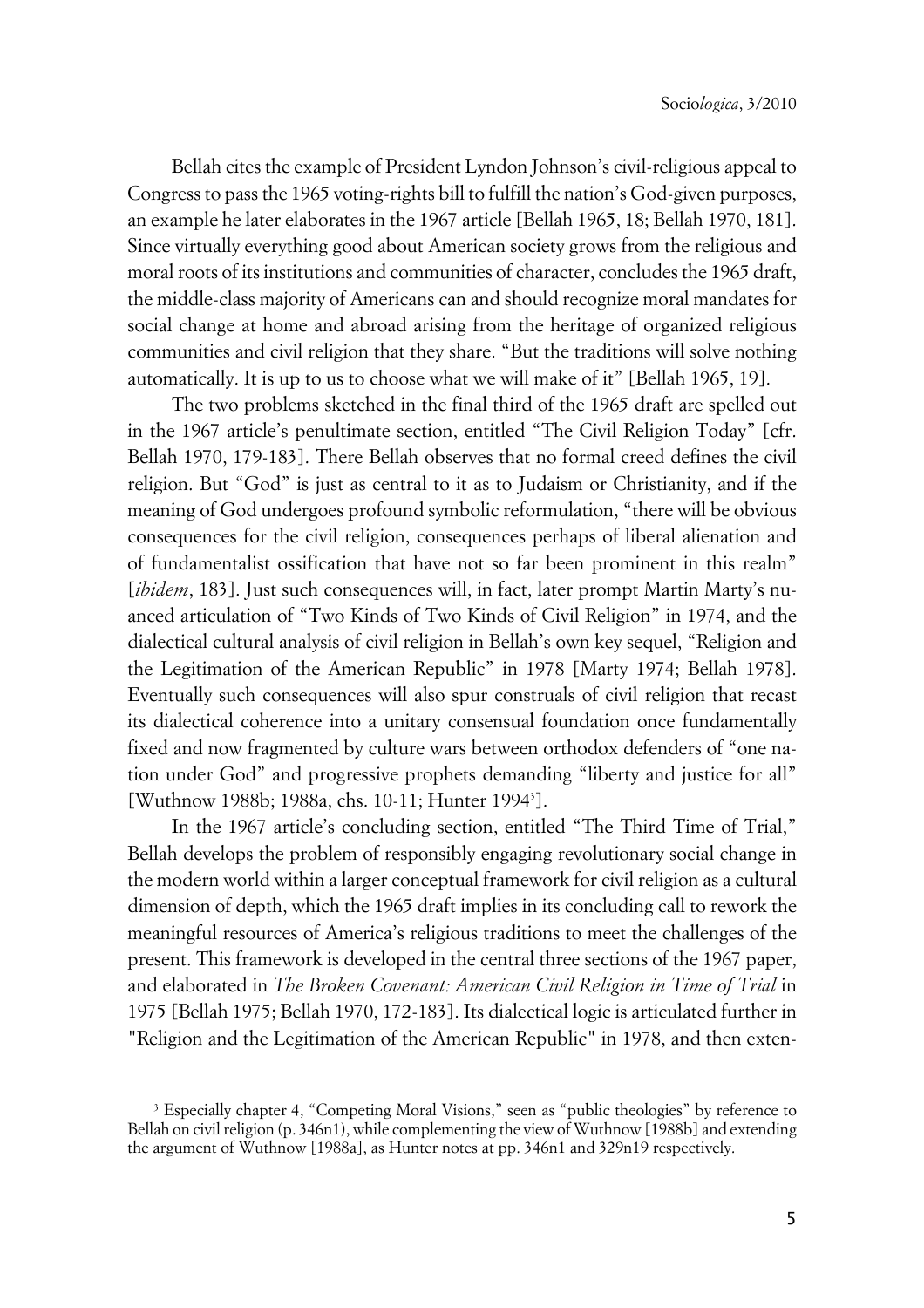Bellah cites the example of President Lyndon Johnson's civil-religious appeal to Congress to pass the 1965 voting-rights bill to fulfill the nation's God-given purposes, an example he later elaborates in the 1967 article [Bellah 1965, 18; Bellah 1970, 181]. Since virtually everything good about American society grows from the religious and moral roots of its institutions and communities of character, concludes the 1965 draft, the middle-class majority of Americans can and should recognize moral mandates for social change at home and abroad arising from the heritage of organized religious communities and civil religion that they share. "But the traditions will solve nothing automatically. It is up to us to choose what we will make of it" [Bellah 1965, 19].

The two problems sketched in the final third of the 1965 draft are spelled out in the 1967 article's penultimate section, entitled "The Civil Religion Today" [cfr. Bellah 1970, 179-183]. There Bellah observes that no formal creed defines the civil religion. But "God" is just as central to it as to Judaism or Christianity, and if the meaning of God undergoes profound symbolic reformulation, "there will be obvious consequences for the civil religion, consequences perhaps of liberal alienation and of fundamentalist ossification that have not so far been prominent in this realm" [*ibidem*, 183]. Just such consequences will, in fact, later prompt Martin Marty's nuanced articulation of "Two Kinds of Two Kinds of Civil Religion" in 1974, and the dialectical cultural analysis of civil religion in Bellah's own key sequel, "Religion and the Legitimation of the American Republic" in 1978 [Marty 1974; Bellah 1978]. Eventually such consequences will also spur construals of civil religion that recast its dialectical coherence into a unitary consensual foundation once fundamentally fixed and now fragmented by culture wars between orthodox defenders of "one nation under God" and progressive prophets demanding "liberty and justice for all" [Wuthnow 1988b; 1988a, chs. 10-11; Hunter 1994[3]].

In the 1967 article's concluding section, entitled "The Third Time of Trial," Bellah develops the problem of responsibly engaging revolutionary social change in the modern world within a larger conceptual framework for civil religion as a cultural dimension of depth, which the 1965 draft implies in its concluding call to rework the meaningful resources of America's religious traditions to meet the challenges of the present. This framework is developed in the central three sections of the 1967 paper, and elaborated in *The Broken Covenant: American Civil Religion in Time of Trial* in 1975 [Bellah 1975; Bellah 1970, 172-183]. Its dialectical logic is articulated further in "Religion and the Legitimation of the American Republic" in 1978, and then exten-

[3] Especially chapter 4, "Competing Moral Visions," seen as "public theologies" by reference to Bellah on civil religion (p. 346n1), while complementing the view of Wuthnow [1988b] and extending the argument of Wuthnow [1988a], as Hunter notes at pp. 346n1 and 329n19 respectively.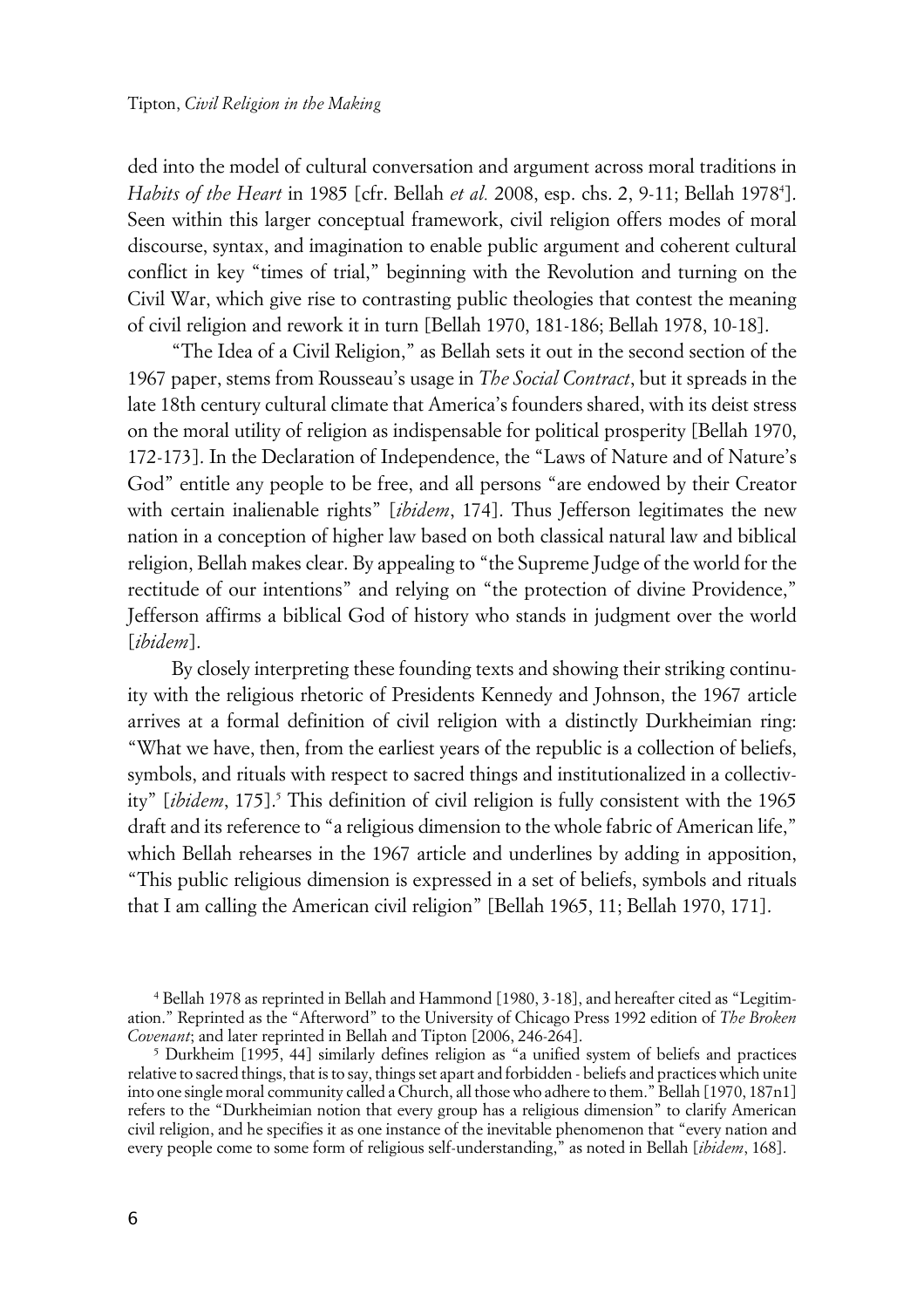ded into the model of cultural conversation and argument across moral traditions in *Habits of the Heart* in 1985 [cfr. Bellah *et al.* 2008, esp. chs. 2, 9-11; Bellah 1978[4]]. Seen within this larger conceptual framework, civil religion offers modes of moral discourse, syntax, and imagination to enable public argument and coherent cultural conflict in key "times of trial," beginning with the Revolution and turning on the Civil War, which give rise to contrasting public theologies that contest the meaning of civil religion and rework it in turn [Bellah 1970, 181-186; Bellah 1978, 10-18].

"The Idea of a Civil Religion," as Bellah sets it out in the second section of the 1967 paper, stems from Rousseau's usage in *The Social Contract*, but it spreads in the late 18th century cultural climate that America's founders shared, with its deist stress on the moral utility of religion as indispensable for political prosperity [Bellah 1970, 172-173]. In the Declaration of Independence, the "Laws of Nature and of Nature's God" entitle any people to be free, and all persons "are endowed by their Creator with certain inalienable rights" [*ibidem*, 174]. Thus Jefferson legitimates the new nation in a conception of higher law based on both classical natural law and biblical religion, Bellah makes clear. By appealing to "the Supreme Judge of the world for the rectitude of our intentions" and relying on "the protection of divine Providence," Jefferson affirms a biblical God of history who stands in judgment over the world [*ibidem*].

By closely interpreting these founding texts and showing their striking continuity with the religious rhetoric of Presidents Kennedy and Johnson, the 1967 article arrives at a formal definition of civil religion with a distinctly Durkheimian ring: "What we have, then, from the earliest years of the republic is a collection of beliefs, symbols, and rituals with respect to sacred things and institutionalized in a collectivity" [*ibidem*, 175].[5] This definition of civil religion is fully consistent with the 1965 draft and its reference to "a religious dimension to the whole fabric of American life," which Bellah rehearses in the 1967 article and underlines by adding in apposition, "This public religious dimension is expressed in a set of beliefs, symbols and rituals that I am calling the American civil religion" [Bellah 1965, 11; Bellah 1970, 171].

[4] Bellah 1978 as reprinted in Bellah and Hammond [1980, 3-18], and hereafter cited as "Legitimation." Reprinted as the "Afterword" to the University of Chicago Press 1992 edition of *The Broken Covenant*; and later reprinted in Bellah and Tipton [2006, 246-264].

[5] Durkheim [1995, 44] similarly defines religion as "a unified system of beliefs and practices relative to sacred things, that is to say, things set apart and forbidden - beliefs and practices which unite into one single moral community called a Church, all those who adhere to them." Bellah [1970, 187n1] refers to the "Durkheimian notion that every group has a religious dimension" to clarify American civil religion, and he specifies it as one instance of the inevitable phenomenon that "every nation and every people come to some form of religious self-understanding," as noted in Bellah [*ibidem*, 168].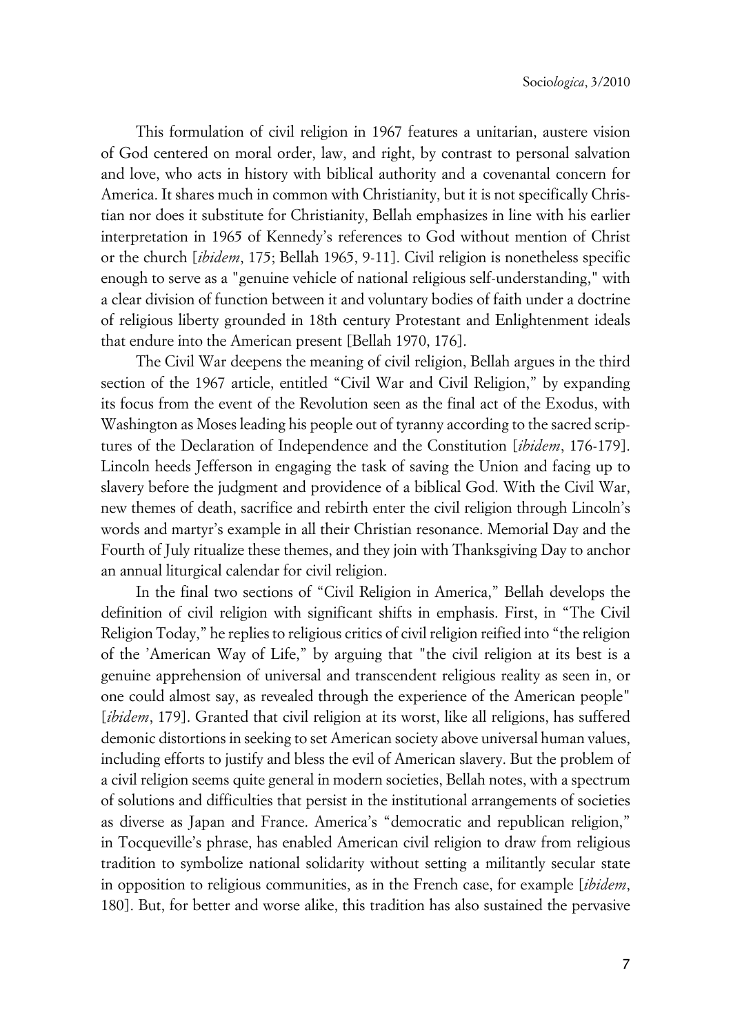This formulation of civil religion in 1967 features a unitarian, austere vision of God centered on moral order, law, and right, by contrast to personal salvation and love, who acts in history with biblical authority and a covenantal concern for America. It shares much in common with Christianity, but it is not specifically Christian nor does it substitute for Christianity, Bellah emphasizes in line with his earlier interpretation in 1965 of Kennedy's references to God without mention of Christ or the church [*ibidem*, 175; Bellah 1965, 9-11]. Civil religion is nonetheless specific enough to serve as a "genuine vehicle of national religious self-understanding," with a clear division of function between it and voluntary bodies of faith under a doctrine of religious liberty grounded in 18th century Protestant and Enlightenment ideals that endure into the American present [Bellah 1970, 176].

The Civil War deepens the meaning of civil religion, Bellah argues in the third section of the 1967 article, entitled "Civil War and Civil Religion," by expanding its focus from the event of the Revolution seen as the final act of the Exodus, with Washington as Moses leading his people out of tyranny according to the sacred scriptures of the Declaration of Independence and the Constitution [*ibidem*, 176-179]. Lincoln heeds Jefferson in engaging the task of saving the Union and facing up to slavery before the judgment and providence of a biblical God. With the Civil War, new themes of death, sacrifice and rebirth enter the civil religion through Lincoln's words and martyr's example in all their Christian resonance. Memorial Day and the Fourth of July ritualize these themes, and they join with Thanksgiving Day to anchor an annual liturgical calendar for civil religion.

In the final two sections of "Civil Religion in America," Bellah develops the definition of civil religion with significant shifts in emphasis. First, in "The Civil Religion Today," he replies to religious critics of civil religion reified into "the religion of the 'American Way of Life," by arguing that "the civil religion at its best is a genuine apprehension of universal and transcendent religious reality as seen in, or one could almost say, as revealed through the experience of the American people" [*ibidem*, 179]. Granted that civil religion at its worst, like all religions, has suffered demonic distortions in seeking to set American society above universal human values, including efforts to justify and bless the evil of American slavery. But the problem of a civil religion seems quite general in modern societies, Bellah notes, with a spectrum of solutions and difficulties that persist in the institutional arrangements of societies as diverse as Japan and France. America's "democratic and republican religion," in Tocqueville's phrase, has enabled American civil religion to draw from religious tradition to symbolize national solidarity without setting a militantly secular state in opposition to religious communities, as in the French case, for example [*ibidem*, 180]. But, for better and worse alike, this tradition has also sustained the pervasive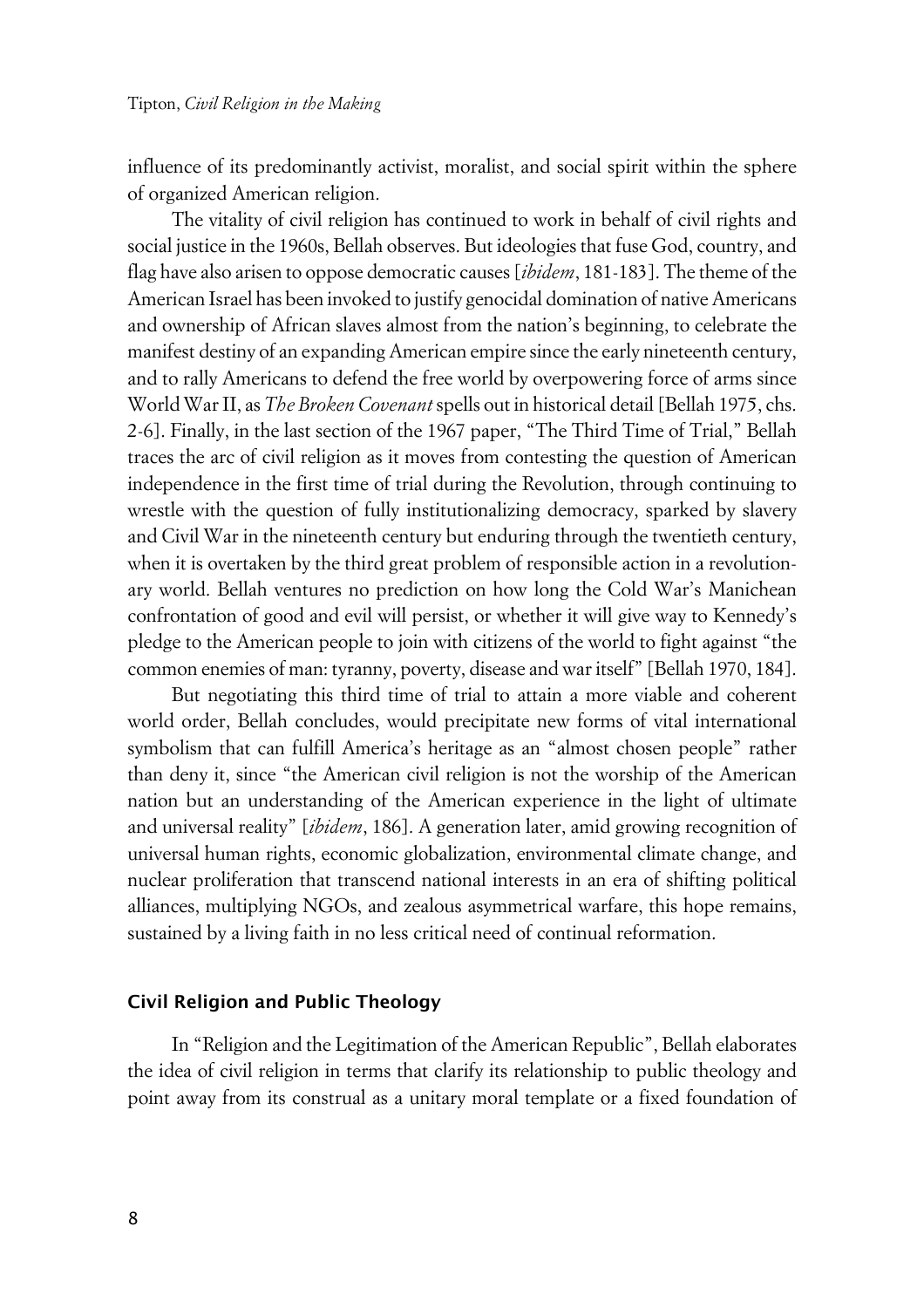influence of its predominantly activist, moralist, and social spirit within the sphere of organized American religion.

The vitality of civil religion has continued to work in behalf of civil rights and social justice in the 1960s, Bellah observes. But ideologies that fuse God, country, and flag have also arisen to oppose democratic causes [*ibidem*, 181-183]. The theme of the American Israel has been invoked to justify genocidal domination of native Americans and ownership of African slaves almost from the nation's beginning, to celebrate the manifest destiny of an expanding American empire since the early nineteenth century, and to rally Americans to defend the free world by overpowering force of arms since World War II, as *The Broken Covenant* spells out in historical detail [Bellah 1975, chs. 2-6]. Finally, in the last section of the 1967 paper, "The Third Time of Trial," Bellah traces the arc of civil religion as it moves from contesting the question of American independence in the first time of trial during the Revolution, through continuing to wrestle with the question of fully institutionalizing democracy, sparked by slavery and Civil War in the nineteenth century but enduring through the twentieth century, when it is overtaken by the third great problem of responsible action in a revolutionary world. Bellah ventures no prediction on how long the Cold War's Manichean confrontation of good and evil will persist, or whether it will give way to Kennedy's pledge to the American people to join with citizens of the world to fight against "the common enemies of man: tyranny, poverty, disease and war itself" [Bellah 1970, 184].

But negotiating this third time of trial to attain a more viable and coherent world order, Bellah concludes, would precipitate new forms of vital international symbolism that can fulfill America's heritage as an "almost chosen people" rather than deny it, since "the American civil religion is not the worship of the American nation but an understanding of the American experience in the light of ultimate and universal reality" [*ibidem*, 186]. A generation later, amid growing recognition of universal human rights, economic globalization, environmental climate change, and nuclear proliferation that transcend national interests in an era of shifting political alliances, multiplying NGOs, and zealous asymmetrical warfare, this hope remains, sustained by a living faith in no less critical need of continual reformation.

## Civil Religion and Public Theology

In "Religion and the Legitimation of the American Republic", Bellah elaborates the idea of civil religion in terms that clarify its relationship to public theology and point away from its construal as a unitary moral template or a fixed foundation of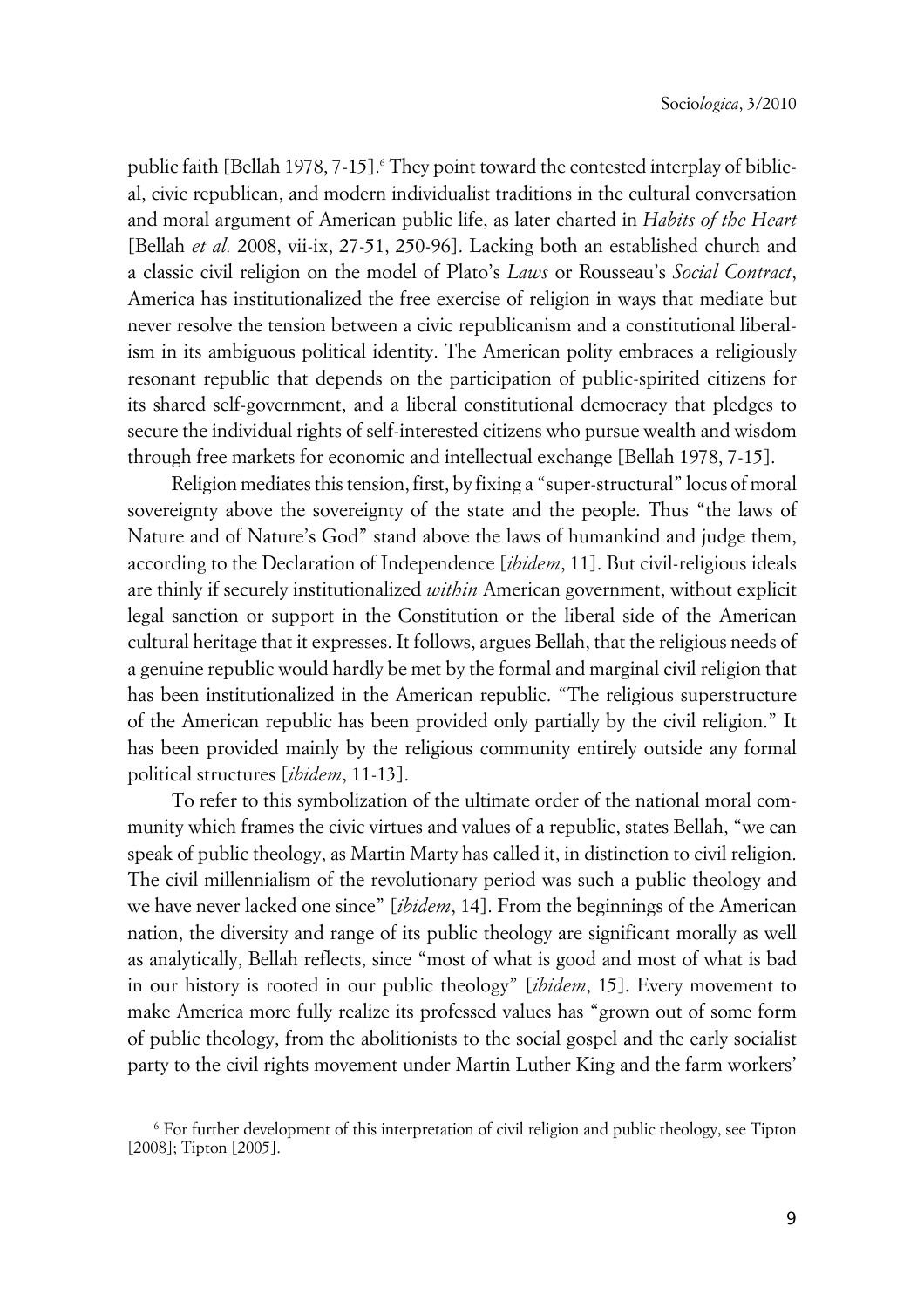public faith [Bellah 1978, 7-15].[6] They point toward the contested interplay of biblical, civic republican, and modern individualist traditions in the cultural conversation and moral argument of American public life, as later charted in *Habits of the Heart* [Bellah *et al.* 2008, vii-ix, 27-51, 250-96]. Lacking both an established church and a classic civil religion on the model of Plato's *Laws* or Rousseau's *Social Contract*, America has institutionalized the free exercise of religion in ways that mediate but never resolve the tension between a civic republicanism and a constitutional liberalism in its ambiguous political identity. The American polity embraces a religiously resonant republic that depends on the participation of public-spirited citizens for its shared self-government, and a liberal constitutional democracy that pledges to secure the individual rights of self-interested citizens who pursue wealth and wisdom through free markets for economic and intellectual exchange [Bellah 1978, 7-15].

Religion mediates this tension, first, by fixing a "super-structural" locus of moral sovereignty above the sovereignty of the state and the people. Thus "the laws of Nature and of Nature's God" stand above the laws of humankind and judge them, according to the Declaration of Independence [*ibidem*, 11]. But civil-religious ideals are thinly if securely institutionalized *within* American government, without explicit legal sanction or support in the Constitution or the liberal side of the American cultural heritage that it expresses. It follows, argues Bellah, that the religious needs of a genuine republic would hardly be met by the formal and marginal civil religion that has been institutionalized in the American republic. "The religious superstructure of the American republic has been provided only partially by the civil religion." It has been provided mainly by the religious community entirely outside any formal political structures [*ibidem*, 11-13].

To refer to this symbolization of the ultimate order of the national moral community which frames the civic virtues and values of a republic, states Bellah, "we can speak of public theology, as Martin Marty has called it, in distinction to civil religion. The civil millennialism of the revolutionary period was such a public theology and we have never lacked one since" [*ibidem*, 14]. From the beginnings of the American nation, the diversity and range of its public theology are significant morally as well as analytically, Bellah reflects, since "most of what is good and most of what is bad in our history is rooted in our public theology" [*ibidem*, 15]. Every movement to make America more fully realize its professed values has "grown out of some form of public theology, from the abolitionists to the social gospel and the early socialist party to the civil rights movement under Martin Luther King and the farm workers'

[6] For further development of this interpretation of civil religion and public theology, see Tipton [2008]; Tipton [2005].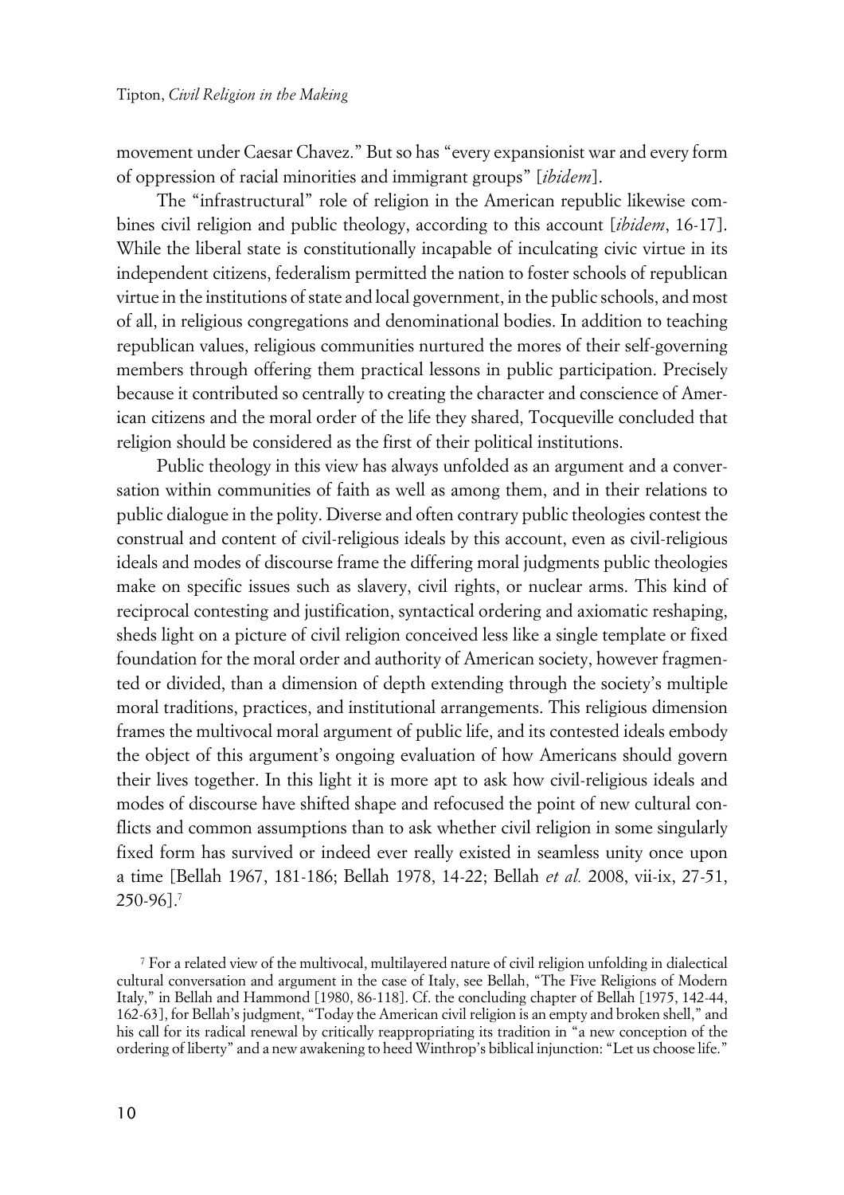movement under Caesar Chavez." But so has "every expansionist war and every form of oppression of racial minorities and immigrant groups" [*ibidem*].

The "infrastructural" role of religion in the American republic likewise combines civil religion and public theology, according to this account [*ibidem*, 16-17]. While the liberal state is constitutionally incapable of inculcating civic virtue in its independent citizens, federalism permitted the nation to foster schools of republican virtue in the institutions of state and local government, in the public schools, and most of all, in religious congregations and denominational bodies. In addition to teaching republican values, religious communities nurtured the mores of their self-governing members through offering them practical lessons in public participation. Precisely because it contributed so centrally to creating the character and conscience of American citizens and the moral order of the life they shared, Tocqueville concluded that religion should be considered as the first of their political institutions.

Public theology in this view has always unfolded as an argument and a conversation within communities of faith as well as among them, and in their relations to public dialogue in the polity. Diverse and often contrary public theologies contest the construal and content of civil-religious ideals by this account, even as civil-religious ideals and modes of discourse frame the differing moral judgments public theologies make on specific issues such as slavery, civil rights, or nuclear arms. This kind of reciprocal contesting and justification, syntactical ordering and axiomatic reshaping, sheds light on a picture of civil religion conceived less like a single template or fixed foundation for the moral order and authority of American society, however fragmented or divided, than a dimension of depth extending through the society's multiple moral traditions, practices, and institutional arrangements. This religious dimension frames the multivocal moral argument of public life, and its contested ideals embody the object of this argument's ongoing evaluation of how Americans should govern their lives together. In this light it is more apt to ask how civil-religious ideals and modes of discourse have shifted shape and refocused the point of new cultural conflicts and common assumptions than to ask whether civil religion in some singularly fixed form has survived or indeed ever really existed in seamless unity once upon a time [Bellah 1967, 181-186; Bellah 1978, 14-22; Bellah *et al.* 2008, vii-ix, 27-51, 250-96].[7]

[7] For a related view of the multivocal, multilayered nature of civil religion unfolding in dialectical cultural conversation and argument in the case of Italy, see Bellah, "The Five Religions of Modern Italy," in Bellah and Hammond [1980, 86-118]. Cf. the concluding chapter of Bellah [1975, 142-44, 162-63], for Bellah's judgment, "Today the American civil religion is an empty and broken shell," and his call for its radical renewal by critically reappropriating its tradition in "a new conception of the ordering of liberty" and a new awakening to heed Winthrop's biblical injunction: "Let us choose life."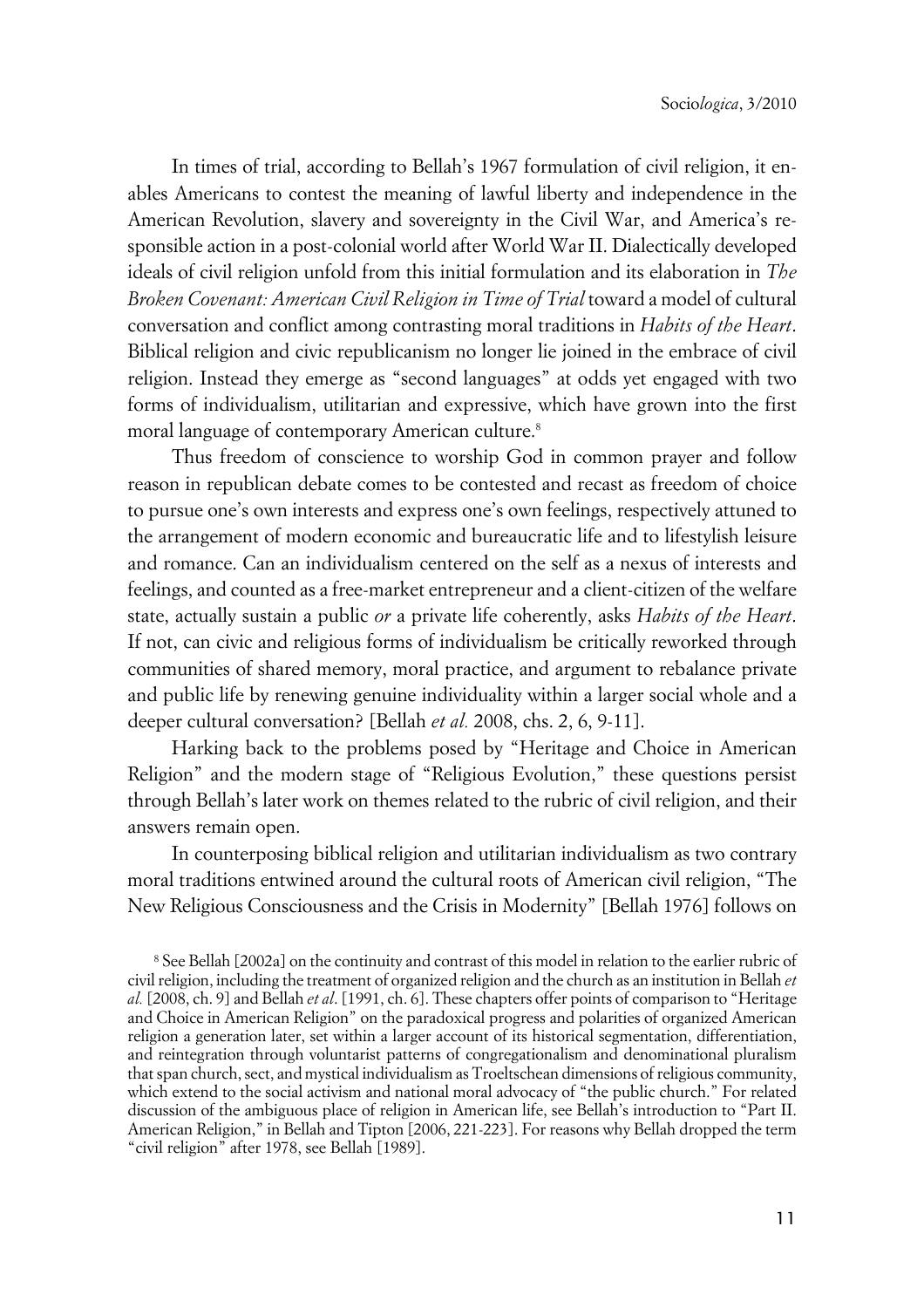In times of trial, according to Bellah's 1967 formulation of civil religion, it enables Americans to contest the meaning of lawful liberty and independence in the American Revolution, slavery and sovereignty in the Civil War, and America's responsible action in a post-colonial world after World War II. Dialectically developed ideals of civil religion unfold from this initial formulation and its elaboration in *The Broken Covenant: American Civil Religion in Time of Trial* toward a model of cultural conversation and conflict among contrasting moral traditions in *Habits of the Heart*. Biblical religion and civic republicanism no longer lie joined in the embrace of civil religion. Instead they emerge as "second languages" at odds yet engaged with two forms of individualism, utilitarian and expressive, which have grown into the first moral language of contemporary American culture.[8]

Thus freedom of conscience to worship God in common prayer and follow reason in republican debate comes to be contested and recast as freedom of choice to pursue one's own interests and express one's own feelings, respectively attuned to the arrangement of modern economic and bureaucratic life and to lifestylish leisure and romance. Can an individualism centered on the self as a nexus of interests and feelings, and counted as a free-market entrepreneur and a client-citizen of the welfare state, actually sustain a public *or* a private life coherently, asks *Habits of the Heart*. If not, can civic and religious forms of individualism be critically reworked through communities of shared memory, moral practice, and argument to rebalance private and public life by renewing genuine individuality within a larger social whole and a deeper cultural conversation? [Bellah *et al.* 2008, chs. 2, 6, 9-11].

Harking back to the problems posed by "Heritage and Choice in American Religion" and the modern stage of "Religious Evolution," these questions persist through Bellah's later work on themes related to the rubric of civil religion, and their answers remain open.

In counterposing biblical religion and utilitarian individualism as two contrary moral traditions entwined around the cultural roots of American civil religion, "The New Religious Consciousness and the Crisis in Modernity" [Bellah 1976] follows on

[8] See Bellah [2002a] on the continuity and contrast of this model in relation to the earlier rubric of civil religion, including the treatment of organized religion and the church as an institution in Bellah *et al.* [2008, ch. 9] and Bellah *et al*. [1991, ch. 6]. These chapters offer points of comparison to "Heritage and Choice in American Religion" on the paradoxical progress and polarities of organized American religion a generation later, set within a larger account of its historical segmentation, differentiation, and reintegration through voluntarist patterns of congregationalism and denominational pluralism that span church, sect, and mystical individualism as Troeltschean dimensions of religious community, which extend to the social activism and national moral advocacy of "the public church." For related discussion of the ambiguous place of religion in American life, see Bellah's introduction to "Part II. American Religion," in Bellah and Tipton [2006, 221-223]. For reasons why Bellah dropped the term "civil religion" after 1978, see Bellah [1989].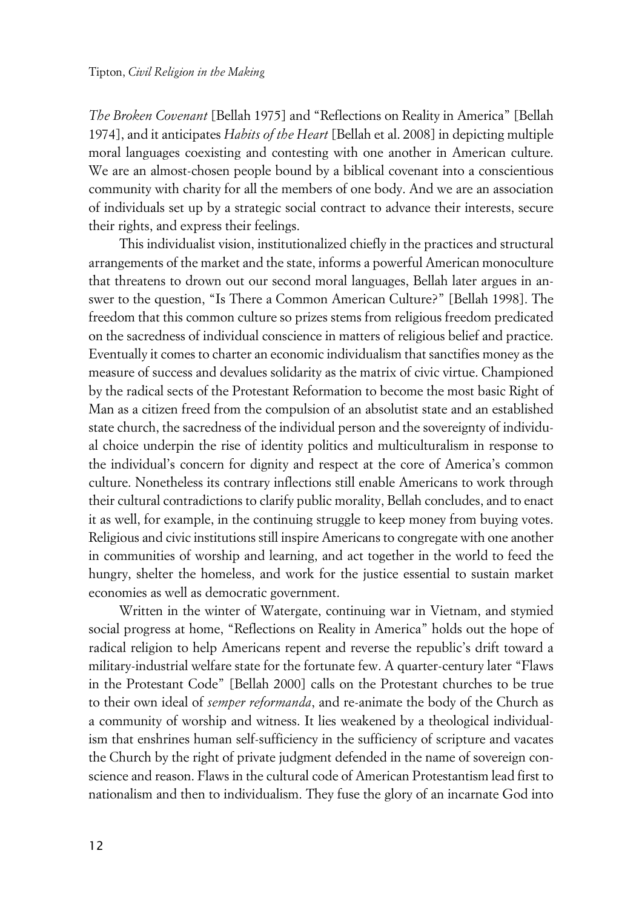*The Broken Covenant* [Bellah 1975] and "Reflections on Reality in America" [Bellah 1974], and it anticipates *Habits of the Heart* [Bellah et al. 2008] in depicting multiple moral languages coexisting and contesting with one another in American culture. We are an almost-chosen people bound by a biblical covenant into a conscientious community with charity for all the members of one body. And we are an association of individuals set up by a strategic social contract to advance their interests, secure their rights, and express their feelings.

This individualist vision, institutionalized chiefly in the practices and structural arrangements of the market and the state, informs a powerful American monoculture that threatens to drown out our second moral languages, Bellah later argues in answer to the question, "Is There a Common American Culture?" [Bellah 1998]. The freedom that this common culture so prizes stems from religious freedom predicated on the sacredness of individual conscience in matters of religious belief and practice. Eventually it comes to charter an economic individualism that sanctifies money as the measure of success and devalues solidarity as the matrix of civic virtue. Championed by the radical sects of the Protestant Reformation to become the most basic Right of Man as a citizen freed from the compulsion of an absolutist state and an established state church, the sacredness of the individual person and the sovereignty of individual choice underpin the rise of identity politics and multiculturalism in response to the individual's concern for dignity and respect at the core of America's common culture. Nonetheless its contrary inflections still enable Americans to work through their cultural contradictions to clarify public morality, Bellah concludes, and to enact it as well, for example, in the continuing struggle to keep money from buying votes. Religious and civic institutions still inspire Americans to congregate with one another in communities of worship and learning, and act together in the world to feed the hungry, shelter the homeless, and work for the justice essential to sustain market economies as well as democratic government.

Written in the winter of Watergate, continuing war in Vietnam, and stymied social progress at home, "Reflections on Reality in America" holds out the hope of radical religion to help Americans repent and reverse the republic's drift toward a military-industrial welfare state for the fortunate few. A quarter-century later "Flaws in the Protestant Code" [Bellah 2000] calls on the Protestant churches to be true to their own ideal of *semper reformanda*, and re-animate the body of the Church as a community of worship and witness. It lies weakened by a theological individualism that enshrines human self-sufficiency in the sufficiency of scripture and vacates the Church by the right of private judgment defended in the name of sovereign conscience and reason. Flaws in the cultural code of American Protestantism lead first to nationalism and then to individualism. They fuse the glory of an incarnate God into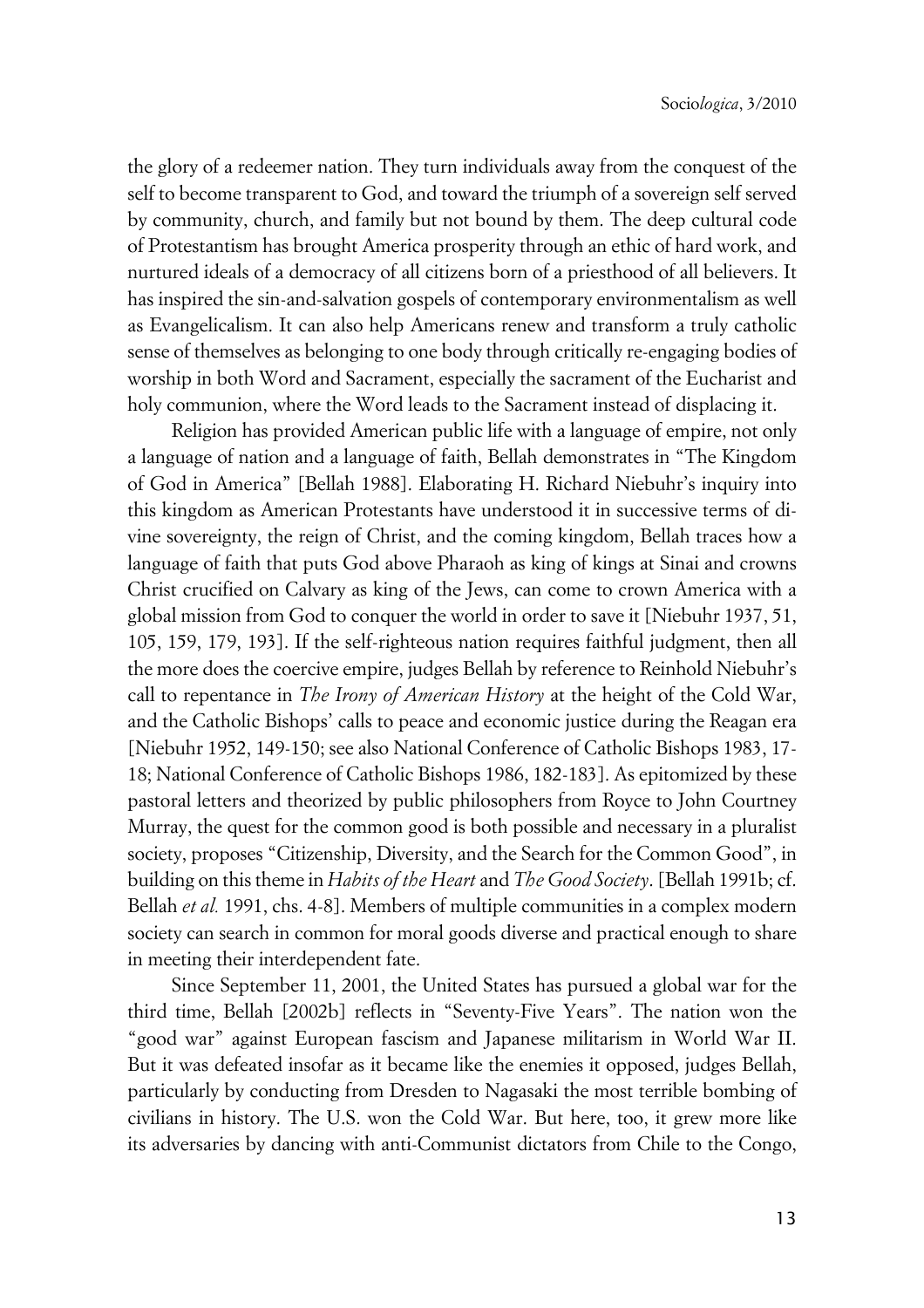the glory of a redeemer nation. They turn individuals away from the conquest of the self to become transparent to God, and toward the triumph of a sovereign self served by community, church, and family but not bound by them. The deep cultural code of Protestantism has brought America prosperity through an ethic of hard work, and nurtured ideals of a democracy of all citizens born of a priesthood of all believers. It has inspired the sin-and-salvation gospels of contemporary environmentalism as well as Evangelicalism. It can also help Americans renew and transform a truly catholic sense of themselves as belonging to one body through critically re-engaging bodies of worship in both Word and Sacrament, especially the sacrament of the Eucharist and holy communion, where the Word leads to the Sacrament instead of displacing it.

Religion has provided American public life with a language of empire, not only a language of nation and a language of faith, Bellah demonstrates in "The Kingdom of God in America" [Bellah 1988]. Elaborating H. Richard Niebuhr's inquiry into this kingdom as American Protestants have understood it in successive terms of divine sovereignty, the reign of Christ, and the coming kingdom, Bellah traces how a language of faith that puts God above Pharaoh as king of kings at Sinai and crowns Christ crucified on Calvary as king of the Jews, can come to crown America with a global mission from God to conquer the world in order to save it [Niebuhr 1937, 51, 105, 159, 179, 193]. If the self-righteous nation requires faithful judgment, then all the more does the coercive empire, judges Bellah by reference to Reinhold Niebuhr's call to repentance in *The Irony of American History* at the height of the Cold War, and the Catholic Bishops' calls to peace and economic justice during the Reagan era [Niebuhr 1952, 149-150; see also National Conference of Catholic Bishops 1983, 17-18; National Conference of Catholic Bishops 1986, 182-183]. As epitomized by these pastoral letters and theorized by public philosophers from Royce to John Courtney Murray, the quest for the common good is both possible and necessary in a pluralist society, proposes "Citizenship, Diversity, and the Search for the Common Good", in building on this theme in *Habits of the Heart* and *The Good Society*. [Bellah 1991b; cf. Bellah *et al.* 1991, chs. 4-8]. Members of multiple communities in a complex modern society can search in common for moral goods diverse and practical enough to share in meeting their interdependent fate.

Since September 11, 2001, the United States has pursued a global war for the third time, Bellah [2002b] reflects in "Seventy-Five Years". The nation won the "good war" against European fascism and Japanese militarism in World War II. But it was defeated insofar as it became like the enemies it opposed, judges Bellah, particularly by conducting from Dresden to Nagasaki the most terrible bombing of civilians in history. The U.S. won the Cold War. But here, too, it grew more like its adversaries by dancing with anti-Communist dictators from Chile to the Congo,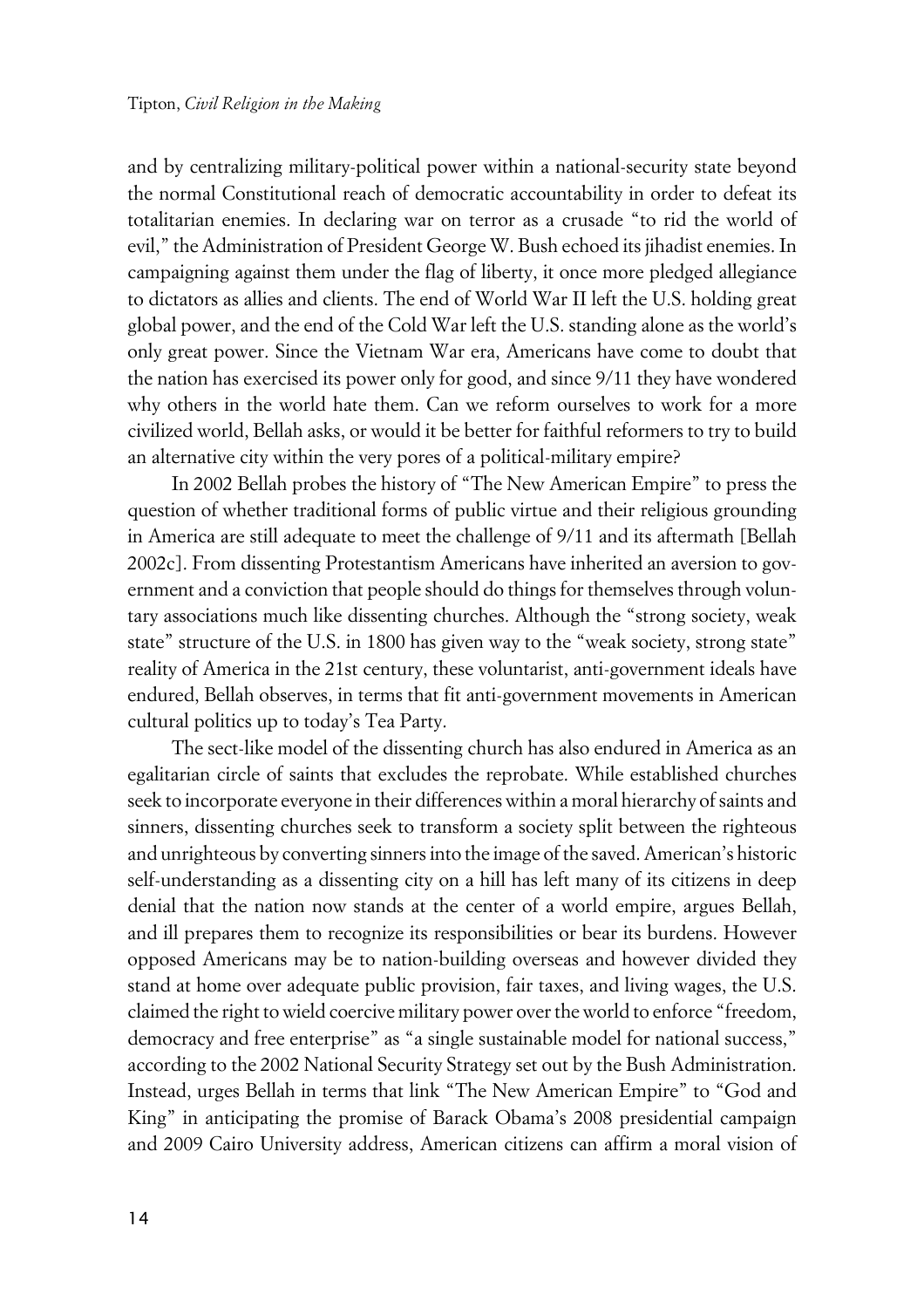and by centralizing military-political power within a national-security state beyond the normal Constitutional reach of democratic accountability in order to defeat its totalitarian enemies. In declaring war on terror as a crusade "to rid the world of evil," the Administration of President George W. Bush echoed its jihadist enemies. In campaigning against them under the flag of liberty, it once more pledged allegiance to dictators as allies and clients. The end of World War II left the U.S. holding great global power, and the end of the Cold War left the U.S. standing alone as the world's only great power. Since the Vietnam War era, Americans have come to doubt that the nation has exercised its power only for good, and since 9/11 they have wondered why others in the world hate them. Can we reform ourselves to work for a more civilized world, Bellah asks, or would it be better for faithful reformers to try to build an alternative city within the very pores of a political-military empire?

In 2002 Bellah probes the history of "The New American Empire" to press the question of whether traditional forms of public virtue and their religious grounding in America are still adequate to meet the challenge of 9/11 and its aftermath [Bellah 2002c]. From dissenting Protestantism Americans have inherited an aversion to government and a conviction that people should do things for themselves through voluntary associations much like dissenting churches. Although the "strong society, weak state" structure of the U.S. in 1800 has given way to the "weak society, strong state" reality of America in the 21st century, these voluntarist, anti-government ideals have endured, Bellah observes, in terms that fit anti-government movements in American cultural politics up to today's Tea Party.

The sect-like model of the dissenting church has also endured in America as an egalitarian circle of saints that excludes the reprobate. While established churches seek to incorporate everyone in their differences within a moral hierarchy of saints and sinners, dissenting churches seek to transform a society split between the righteous and unrighteous by converting sinners into the image of the saved. American's historic self-understanding as a dissenting city on a hill has left many of its citizens in deep denial that the nation now stands at the center of a world empire, argues Bellah, and ill prepares them to recognize its responsibilities or bear its burdens. However opposed Americans may be to nation-building overseas and however divided they stand at home over adequate public provision, fair taxes, and living wages, the U.S. claimed the right to wield coercive military power over the world to enforce "freedom, democracy and free enterprise" as "a single sustainable model for national success," according to the 2002 National Security Strategy set out by the Bush Administration. Instead, urges Bellah in terms that link "The New American Empire" to "God and King" in anticipating the promise of Barack Obama's 2008 presidential campaign and 2009 Cairo University address, American citizens can affirm a moral vision of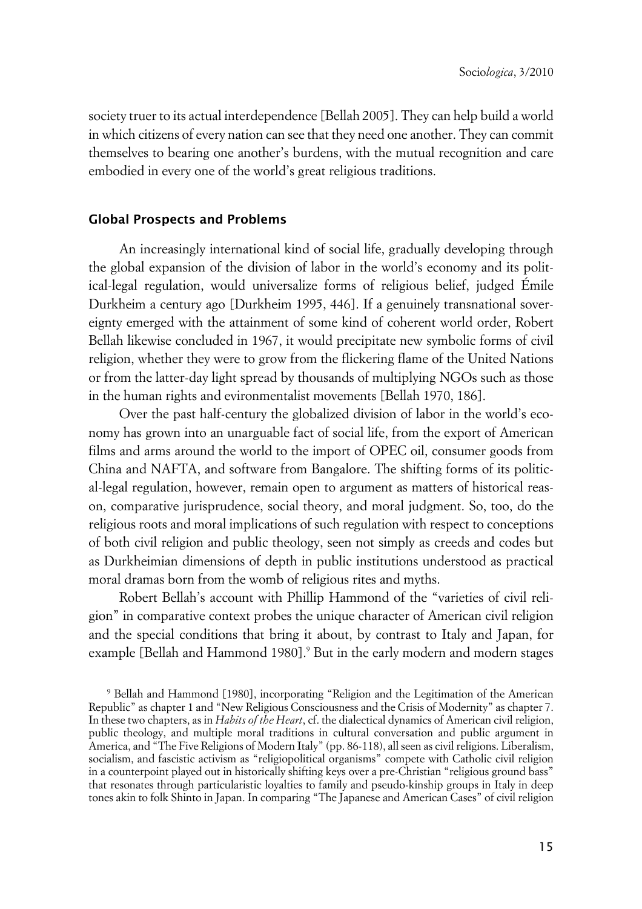society truer to its actual interdependence [Bellah 2005]. They can help build a world in which citizens of every nation can see that they need one another. They can commit themselves to bearing one another's burdens, with the mutual recognition and care embodied in every one of the world's great religious traditions.

## Global Prospects and Problems

An increasingly international kind of social life, gradually developing through the global expansion of the division of labor in the world's economy and its political-legal regulation, would universalize forms of religious belief, judged Émile Durkheim a century ago [Durkheim 1995, 446]. If a genuinely transnational sovereignty emerged with the attainment of some kind of coherent world order, Robert Bellah likewise concluded in 1967, it would precipitate new symbolic forms of civil religion, whether they were to grow from the flickering flame of the United Nations or from the latter-day light spread by thousands of multiplying NGOs such as those in the human rights and evironmentalist movements [Bellah 1970, 186].

Over the past half-century the globalized division of labor in the world's economy has grown into an unarguable fact of social life, from the export of American films and arms around the world to the import of OPEC oil, consumer goods from China and NAFTA, and software from Bangalore. The shifting forms of its political-legal regulation, however, remain open to argument as matters of historical reason, comparative jurisprudence, social theory, and moral judgment. So, too, do the religious roots and moral implications of such regulation with respect to conceptions of both civil religion and public theology, seen not simply as creeds and codes but as Durkheimian dimensions of depth in public institutions understood as practical moral dramas born from the womb of religious rites and myths.

Robert Bellah's account with Phillip Hammond of the "varieties of civil religion" in comparative context probes the unique character of American civil religion and the special conditions that bring it about, by contrast to Italy and Japan, for example [Bellah and Hammond 1980].[9] But in the early modern and modern stages

[9] Bellah and Hammond [1980], incorporating "Religion and the Legitimation of the American Republic" as chapter 1 and "New Religious Consciousness and the Crisis of Modernity" as chapter 7. In these two chapters, as in *Habits of the Heart*, cf. the dialectical dynamics of American civil religion, public theology, and multiple moral traditions in cultural conversation and public argument in America, and "The Five Religions of Modern Italy" (pp. 86-118), all seen as civil religions. Liberalism, socialism, and fascistic activism as "religiopolitical organisms" compete with Catholic civil religion in a counterpoint played out in historically shifting keys over a pre-Christian "religious ground bass" that resonates through particularistic loyalties to family and pseudo-kinship groups in Italy in deep tones akin to folk Shinto in Japan. In comparing "The Japanese and American Cases" of civil religion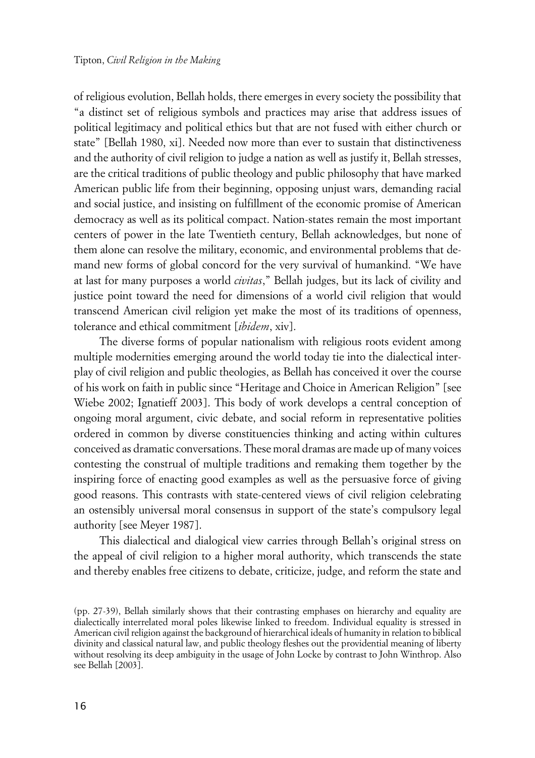of religious evolution, Bellah holds, there emerges in every society the possibility that "a distinct set of religious symbols and practices may arise that address issues of political legitimacy and political ethics but that are not fused with either church or state" [Bellah 1980, xi]. Needed now more than ever to sustain that distinctiveness and the authority of civil religion to judge a nation as well as justify it, Bellah stresses, are the critical traditions of public theology and public philosophy that have marked American public life from their beginning, opposing unjust wars, demanding racial and social justice, and insisting on fulfillment of the economic promise of American democracy as well as its political compact. Nation-states remain the most important centers of power in the late Twentieth century, Bellah acknowledges, but none of them alone can resolve the military, economic, and environmental problems that demand new forms of global concord for the very survival of humankind. "We have at last for many purposes a world *civitas*," Bellah judges, but its lack of civility and justice point toward the need for dimensions of a world civil religion that would transcend American civil religion yet make the most of its traditions of openness, tolerance and ethical commitment [*ibidem*, xiv].

The diverse forms of popular nationalism with religious roots evident among multiple modernities emerging around the world today tie into the dialectical interplay of civil religion and public theologies, as Bellah has conceived it over the course of his work on faith in public since "Heritage and Choice in American Religion" [see Wiebe 2002; Ignatieff 2003]. This body of work develops a central conception of ongoing moral argument, civic debate, and social reform in representative polities ordered in common by diverse constituencies thinking and acting within cultures conceived as dramatic conversations. These moral dramas are made up of many voices contesting the construal of multiple traditions and remaking them together by the inspiring force of enacting good examples as well as the persuasive force of giving good reasons. This contrasts with state-centered views of civil religion celebrating an ostensibly universal moral consensus in support of the state's compulsory legal authority [see Meyer 1987].

This dialectical and dialogical view carries through Bellah's original stress on the appeal of civil religion to a higher moral authority, which transcends the state and thereby enables free citizens to debate, criticize, judge, and reform the state and

(pp. 27-39), Bellah similarly shows that their contrasting emphases on hierarchy and equality are dialectically interrelated moral poles likewise linked to freedom. Individual equality is stressed in American civil religion against the background of hierarchical ideals of humanity in relation to biblical divinity and classical natural law, and public theology fleshes out the providential meaning of liberty without resolving its deep ambiguity in the usage of John Locke by contrast to John Winthrop. Also see Bellah [2003].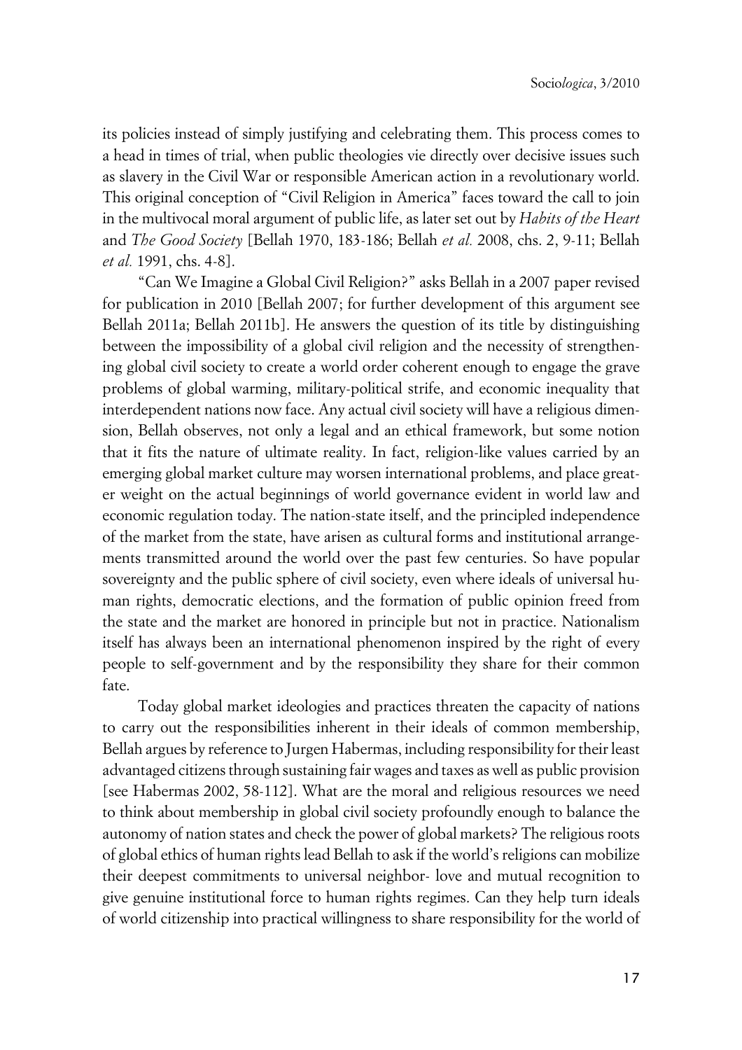its policies instead of simply justifying and celebrating them. This process comes to a head in times of trial, when public theologies vie directly over decisive issues such as slavery in the Civil War or responsible American action in a revolutionary world. This original conception of "Civil Religion in America" faces toward the call to join in the multivocal moral argument of public life, as later set out by *Habits of the Heart* and *The Good Society* [Bellah 1970, 183-186; Bellah *et al.* 2008, chs. 2, 9-11; Bellah *et al.* 1991, chs. 4-8].

"Can We Imagine a Global Civil Religion?" asks Bellah in a 2007 paper revised for publication in 2010 [Bellah 2007; for further development of this argument see Bellah 2011a; Bellah 2011b]. He answers the question of its title by distinguishing between the impossibility of a global civil religion and the necessity of strengthening global civil society to create a world order coherent enough to engage the grave problems of global warming, military-political strife, and economic inequality that interdependent nations now face. Any actual civil society will have a religious dimension, Bellah observes, not only a legal and an ethical framework, but some notion that it fits the nature of ultimate reality. In fact, religion-like values carried by an emerging global market culture may worsen international problems, and place greater weight on the actual beginnings of world governance evident in world law and economic regulation today. The nation-state itself, and the principled independence of the market from the state, have arisen as cultural forms and institutional arrangements transmitted around the world over the past few centuries. So have popular sovereignty and the public sphere of civil society, even where ideals of universal human rights, democratic elections, and the formation of public opinion freed from the state and the market are honored in principle but not in practice. Nationalism itself has always been an international phenomenon inspired by the right of every people to self-government and by the responsibility they share for their common fate.

Today global market ideologies and practices threaten the capacity of nations to carry out the responsibilities inherent in their ideals of common membership, Bellah argues by reference to Jurgen Habermas, including responsibility for their least advantaged citizens through sustaining fair wages and taxes as well as public provision [see Habermas 2002, 58-112]. What are the moral and religious resources we need to think about membership in global civil society profoundly enough to balance the autonomy of nation states and check the power of global markets? The religious roots of global ethics of human rights lead Bellah to ask if the world's religions can mobilize their deepest commitments to universal neighbor- love and mutual recognition to give genuine institutional force to human rights regimes. Can they help turn ideals of world citizenship into practical willingness to share responsibility for the world of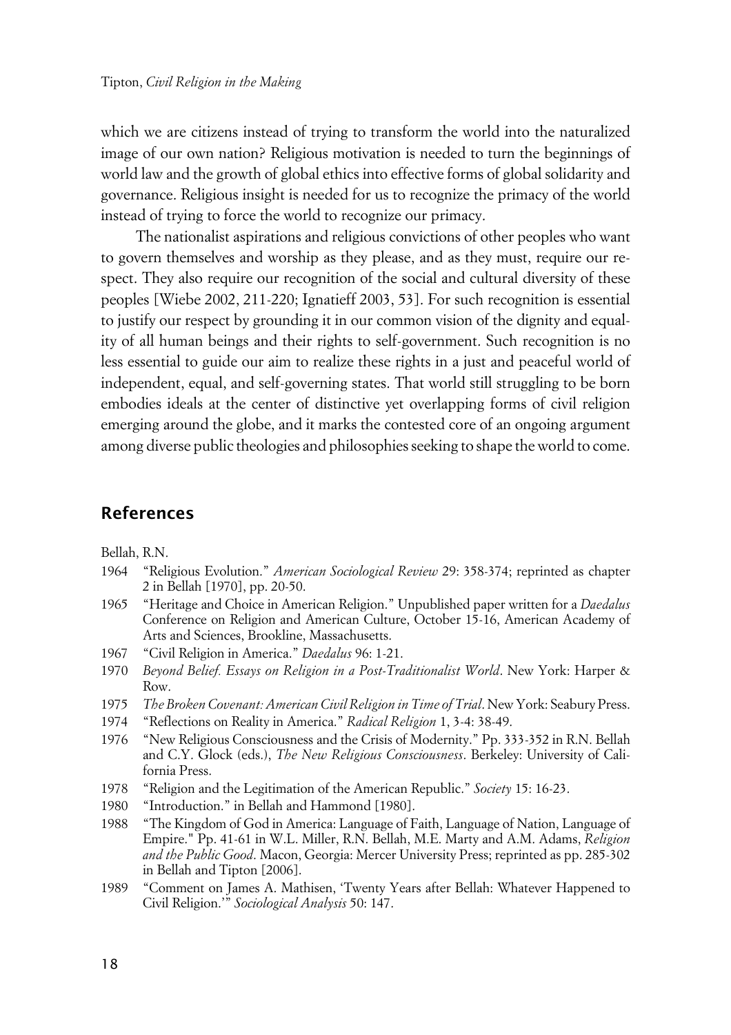which we are citizens instead of trying to transform the world into the naturalized image of our own nation? Religious motivation is needed to turn the beginnings of world law and the growth of global ethics into effective forms of global solidarity and governance. Religious insight is needed for us to recognize the primacy of the world instead of trying to force the world to recognize our primacy.

The nationalist aspirations and religious convictions of other peoples who want to govern themselves and worship as they please, and as they must, require our respect. They also require our recognition of the social and cultural diversity of these peoples [Wiebe 2002, 211-220; Ignatieff 2003, 53]. For such recognition is essential to justify our respect by grounding it in our common vision of the dignity and equality of all human beings and their rights to self-government. Such recognition is no less essential to guide our aim to realize these rights in a just and peaceful world of independent, equal, and self-governing states. That world still struggling to be born embodies ideals at the center of distinctive yet overlapping forms of civil religion emerging around the globe, and it marks the contested core of an ongoing argument among diverse public theologies and philosophies seeking to shape the world to come.

## References

Bellah, R.N.

1964 "Religious Evolution." *American Sociological Review* 29: 358-374; reprinted as chapter 2 in Bellah [1970], pp. 20-50.

1965 "Heritage and Choice in American Religion." Unpublished paper written for a *Daedalus* Conference on Religion and American Culture, October 15-16, American Academy of Arts and Sciences, Brookline, Massachusetts.

1967 "Civil Religion in America." *Daedalus* 96: 1-21.

1970 *Beyond Belief. Essays on Religion in a Post-Traditionalist World*. New York: Harper & Row.

1975 *The Broken Covenant: American Civil Religion in Time of Trial*. New York: Seabury Press.

1974 "Reflections on Reality in America." *Radical Religion* 1, 3-4: 38-49.

1976 "New Religious Consciousness and the Crisis of Modernity." Pp. 333-352 in R.N. Bellah and C.Y. Glock (eds.), *The New Religious Consciousness*. Berkeley: University of California Press.

1978 "Religion and the Legitimation of the American Republic." *Society* 15: 16-23.

1980 "Introduction." in Bellah and Hammond [1980].

1988 "The Kingdom of God in America: Language of Faith, Language of Nation, Language of Empire." Pp. 41-61 in W.L. Miller, R.N. Bellah, M.E. Marty and A.M. Adams, *Religion and the Public Good*. Macon, Georgia: Mercer University Press; reprinted as pp. 285-302 in Bellah and Tipton [2006].

1989 "Comment on James A. Mathisen, 'Twenty Years after Bellah: Whatever Happened to Civil Religion.'" *Sociological Analysis* 50: 147.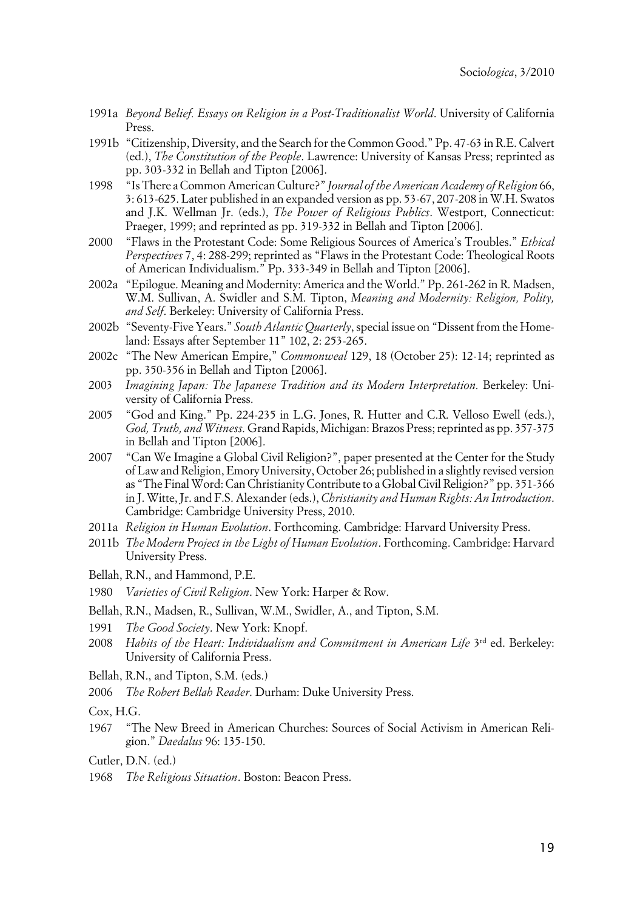1991a *Beyond Belief. Essays on Religion in a Post-Traditionalist World*. University of California Press.

1991b "Citizenship, Diversity, and the Search for the Common Good." Pp. 47-63 in R.E. Calvert (ed.), *The Constitution of the People*. Lawrence: University of Kansas Press; reprinted as pp. 303-332 in Bellah and Tipton [2006].

1998 "Is There a Common American Culture?" *Journal of the American Academy of Religion* 66, 3: 613-625. Later published in an expanded version as pp. 53-67, 207-208 in W.H. Swatos and J.K. Wellman Jr. (eds.), *The Power of Religious Publics*. Westport, Connecticut: Praeger, 1999; and reprinted as pp. 319-332 in Bellah and Tipton [2006].

2000 "Flaws in the Protestant Code: Some Religious Sources of America's Troubles." *Ethical Perspectives* 7, 4: 288-299; reprinted as "Flaws in the Protestant Code: Theological Roots of American Individualism." Pp. 333-349 in Bellah and Tipton [2006].

2002a "Epilogue. Meaning and Modernity: America and the World." Pp. 261-262 in R. Madsen, W.M. Sullivan, A. Swidler and S.M. Tipton, *Meaning and Modernity: Religion, Polity, and Self*. Berkeley: University of California Press.

2002b "Seventy-Five Years." *South Atlantic Quarterly*, special issue on "Dissent from the Homeland: Essays after September 11" 102, 2: 253-265.

2002c "The New American Empire," *Commonweal* 129, 18 (October 25): 12-14; reprinted as pp. 350-356 in Bellah and Tipton [2006].

2003 *Imagining Japan: The Japanese Tradition and its Modern Interpretation.* Berkeley: University of California Press.

2005 "God and King." Pp. 224-235 in L.G. Jones, R. Hutter and C.R. Velloso Ewell (eds.), *God, Truth, and Witness.* Grand Rapids, Michigan: Brazos Press; reprinted as pp. 357-375 in Bellah and Tipton [2006].

2007 "Can We Imagine a Global Civil Religion?", paper presented at the Center for the Study of Law and Religion, Emory University, October 26; published in a slightly revised version as "The Final Word: Can Christianity Contribute to a Global Civil Religion?" pp. 351-366 in J. Witte, Jr. and F.S. Alexander (eds.), *Christianity and Human Rights: An Introduction*. Cambridge: Cambridge University Press, 2010.

2011a *Religion in Human Evolution*. Forthcoming. Cambridge: Harvard University Press.

2011b *The Modern Project in the Light of Human Evolution*. Forthcoming. Cambridge: Harvard University Press.

Bellah, R.N., and Hammond, P.E.

1980 *Varieties of Civil Religion*. New York: Harper & Row.

Bellah, R.N., Madsen, R., Sullivan, W.M., Swidler, A., and Tipton, S.M.

1991 *The Good Society*. New York: Knopf.

2008 *Habits of the Heart: Individualism and Commitment in American Life* 3rd ed. Berkeley: University of California Press.

Bellah, R.N., and Tipton, S.M. (eds.)

2006 *The Robert Bellah Reader*. Durham: Duke University Press.

Cox, H.G.

1967 "The New Breed in American Churches: Sources of Social Activism in American Religion." *Daedalus* 96: 135-150.

Cutler, D.N. (ed.)

1968 *The Religious Situation*. Boston: Beacon Press.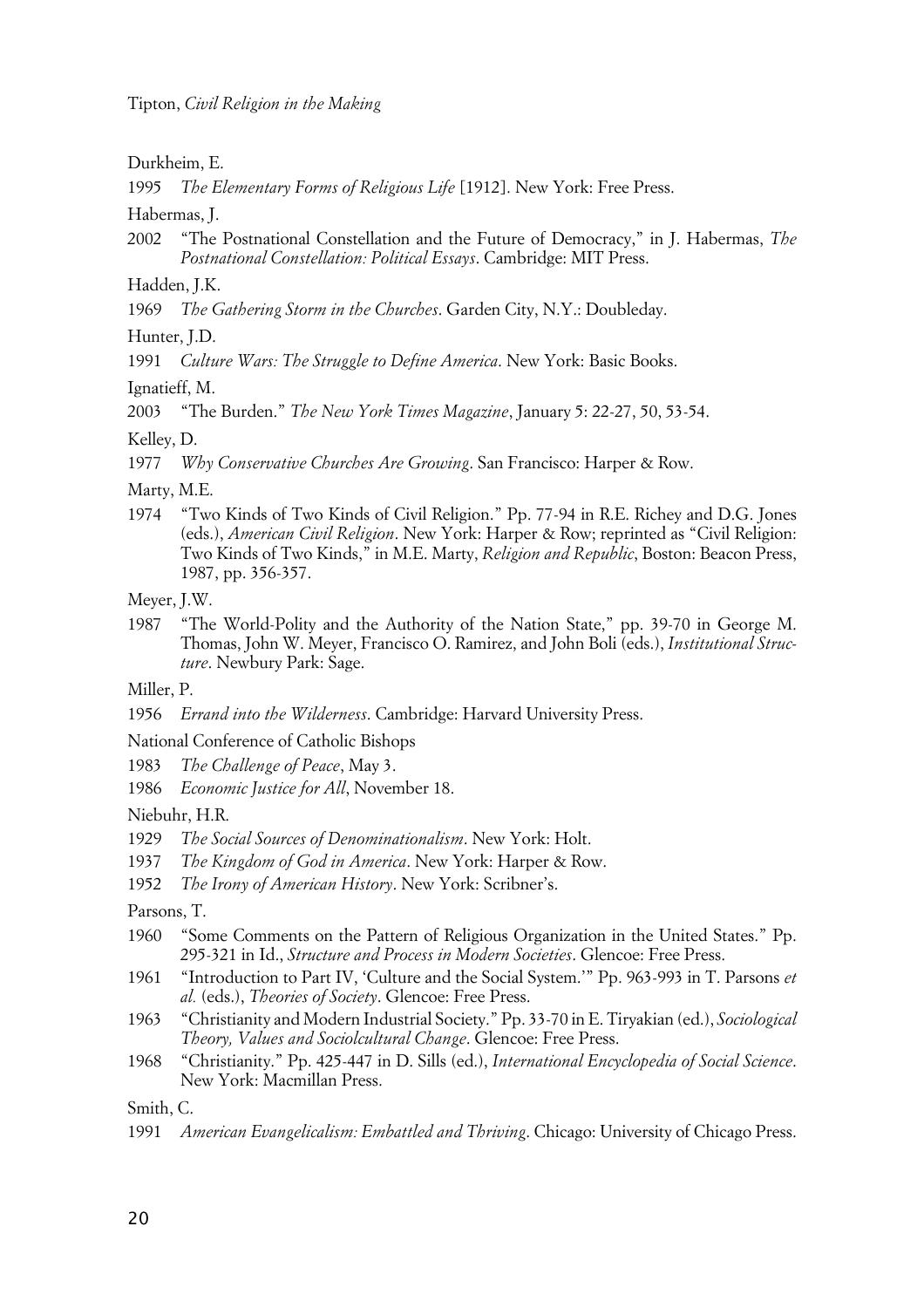Durkheim, E.

1995 *The Elementary Forms of Religious Life* [1912]. New York: Free Press.

Habermas, J.

2002 "The Postnational Constellation and the Future of Democracy," in J. Habermas, *The Postnational Constellation: Political Essays*. Cambridge: MIT Press.

Hadden, J.K.

1969 *The Gathering Storm in the Churches*. Garden City, N.Y.: Doubleday.

Hunter, J.D.

1991 *Culture Wars: The Struggle to Define America*. New York: Basic Books.

Ignatieff, M.

2003 "The Burden." *The New York Times Magazine*, January 5: 22-27, 50, 53-54.

Kelley, D.

1977 *Why Conservative Churches Are Growing*. San Francisco: Harper & Row.

Marty, M.E.

1974 "Two Kinds of Two Kinds of Civil Religion." Pp. 77-94 in R.E. Richey and D.G. Jones (eds.), *American Civil Religion*. New York: Harper & Row; reprinted as "Civil Religion: Two Kinds of Two Kinds," in M.E. Marty, *Religion and Republic*, Boston: Beacon Press, 1987, pp. 356-357.

Meyer, J.W.

1987 "The World-Polity and the Authority of the Nation State," pp. 39-70 in George M. Thomas, John W. Meyer, Francisco O. Ramirez, and John Boli (eds.), *Institutional Structure*. Newbury Park: Sage.

Miller, P.

1956 *Errand into the Wilderness*. Cambridge: Harvard University Press.

National Conference of Catholic Bishops

1983 *The Challenge of Peace*, May 3.

1986 *Economic Justice for All*, November 18.

Niebuhr, H.R.

1929 *The Social Sources of Denominationalism*. New York: Holt.

1937 *The Kingdom of God in America*. New York: Harper & Row.

1952 *The Irony of American History*. New York: Scribner's.

Parsons, T.

1960 "Some Comments on the Pattern of Religious Organization in the United States." Pp. 295-321 in Id., *Structure and Process in Modern Societies*. Glencoe: Free Press.

1961 "Introduction to Part IV, 'Culture and the Social System.'" Pp. 963-993 in T. Parsons *et al.* (eds.), *Theories of Society*. Glencoe: Free Press.

1963 "Christianity and Modern Industrial Society." Pp. 33-70 in E. Tiryakian (ed.), *Sociological Theory, Values and Sociolcultural Change*. Glencoe: Free Press.

1968 "Christianity." Pp. 425-447 in D. Sills (ed.), *International Encyclopedia of Social Science*. New York: Macmillan Press.

Smith, C.

1991 *American Evangelicalism: Embattled and Thriving*. Chicago: University of Chicago Press.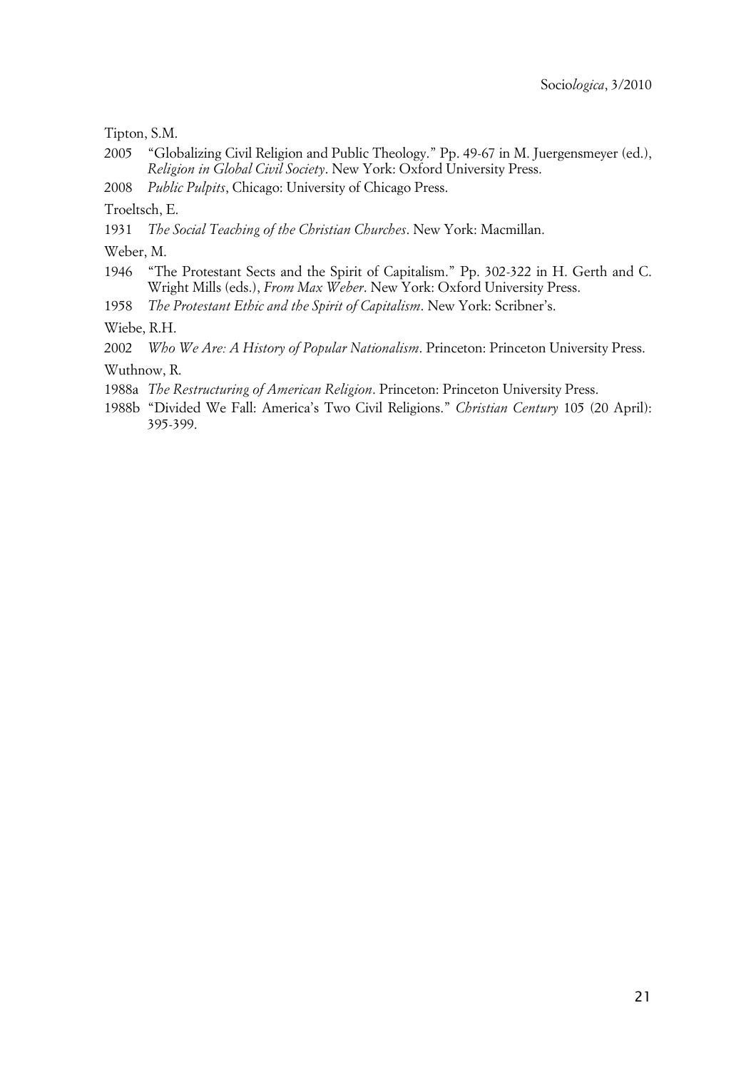Tipton, S.M.

2005 "Globalizing Civil Religion and Public Theology." Pp. 49-67 in M. Juergensmeyer (ed.), *Religion in Global Civil Society*. New York: Oxford University Press.

2008 *Public Pulpits*, Chicago: University of Chicago Press.

Troeltsch, E.

1931 *The Social Teaching of the Christian Churches*. New York: Macmillan.

Weber, M.

1946 "The Protestant Sects and the Spirit of Capitalism." Pp. 302-322 in H. Gerth and C. Wright Mills (eds.), *From Max Weber*. New York: Oxford University Press.

1958 *The Protestant Ethic and the Spirit of Capitalism*. New York: Scribner's.

Wiebe, R.H.

2002 *Who We Are: A History of Popular Nationalism*. Princeton: Princeton University Press.

Wuthnow, R.

1988a *The Restructuring of American Religion*. Princeton: Princeton University Press.

1988b "Divided We Fall: America's Two Civil Religions." *Christian Century* 105 (20 April): 395-399.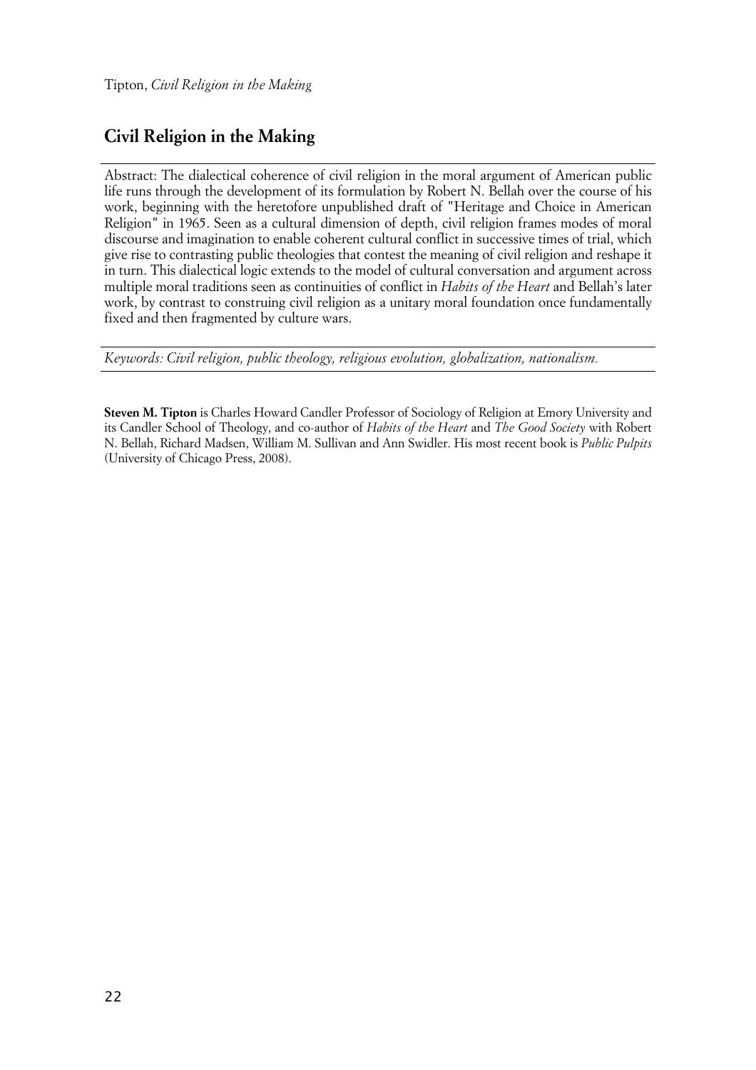## Civil Religion in the Making

Abstract: The dialectical coherence of civil religion in the moral argument of American public life runs through the development of its formulation by Robert N. Bellah over the course of his work, beginning with the heretofore unpublished draft of "Heritage and Choice in American Religion" in 1965. Seen as a cultural dimension of depth, civil religion frames modes of moral discourse and imagination to enable coherent cultural conflict in successive times of trial, which give rise to contrasting public theologies that contest the meaning of civil religion and reshape it in turn. This dialectical logic extends to the model of cultural conversation and argument across multiple moral traditions seen as continuities of conflict in *Habits of the Heart* and Bellah's later work, by contrast to construing civil religion as a unitary moral foundation once fundamentally fixed and then fragmented by culture wars.

*Keywords: Civil religion, public theology, religious evolution, globalization, nationalism.*

**Steven M. Tipton** is Charles Howard Candler Professor of Sociology of Religion at Emory University and its Candler School of Theology, and co-author of *Habits of the Heart* and *The Good Society* with Robert N. Bellah, Richard Madsen, William M. Sullivan and Ann Swidler. His most recent book is *Public Pulpits* (University of Chicago Press, 2008).